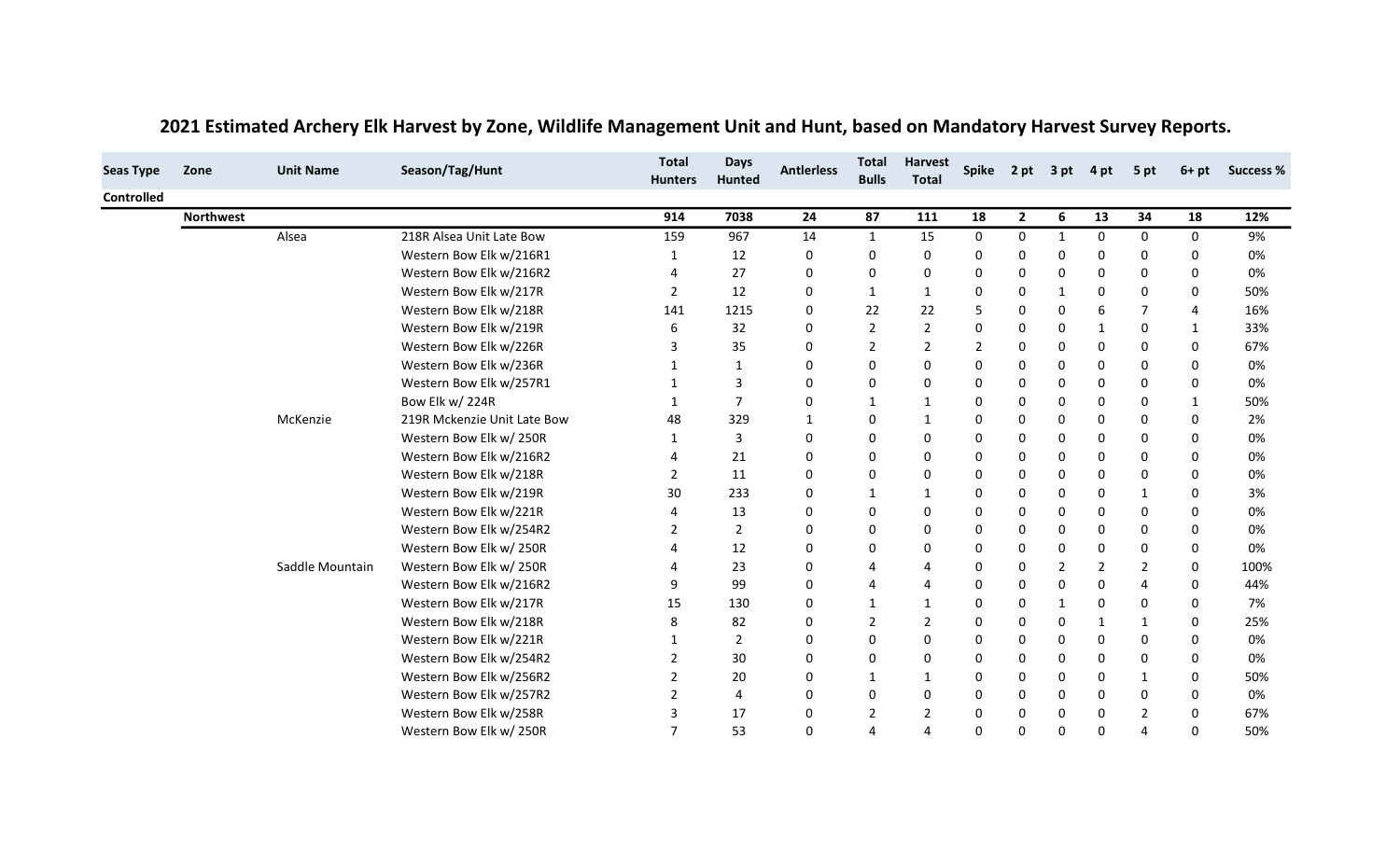# 2021 Estimated Archery Elk Harvest by Zone, Wildlife Management Unit and Hunt, based on Mandatory Harvest Survey Reports.

| Seas Type | Zone | Unit Name | Season/Tag/Hunt | Total Hunters | Days Hunted | Antlerless | Total Bulls | Harvest Total | Spike | 2 pt | 3 pt | 4 pt | 5 pt | 6+ pt | Success % |
|---|---|---|---|---|---|---|---|---|---|---|---|---|---|---|---|
| Controlled | | | | | | | | | | | | | | | |
| | **Northwest** | | | **914** | **7038** | **24** | **87** | **111** | **18** | **2** | **6** | **13** | **34** | **18** | **12%** |
| | | Alsea | 218R Alsea Unit Late Bow | 159 | 967 | 14 | 1 | 15 | 0 | 0 | 1 | 0 | 0 | 0 | 9% |
| | | | Western Bow Elk w/216R1 | 1 | 12 | 0 | 0 | 0 | 0 | 0 | 0 | 0 | 0 | 0 | 0% |
| | | | Western Bow Elk w/216R2 | 4 | 27 | 0 | 0 | 0 | 0 | 0 | 0 | 0 | 0 | 0 | 0% |
| | | | Western Bow Elk w/217R | 2 | 12 | 0 | 1 | 1 | 0 | 0 | 1 | 0 | 0 | 0 | 50% |
| | | | Western Bow Elk w/218R | 141 | 1215 | 0 | 22 | 22 | 5 | 0 | 0 | 6 | 7 | 4 | 16% |
| | | | Western Bow Elk w/219R | 6 | 32 | 0 | 2 | 2 | 0 | 0 | 0 | 1 | 0 | 1 | 33% |
| | | | Western Bow Elk w/226R | 3 | 35 | 0 | 2 | 2 | 2 | 0 | 0 | 0 | 0 | 0 | 67% |
| | | | Western Bow Elk w/236R | 1 | 1 | 0 | 0 | 0 | 0 | 0 | 0 | 0 | 0 | 0 | 0% |
| | | | Western Bow Elk w/257R1 | 1 | 3 | 0 | 0 | 0 | 0 | 0 | 0 | 0 | 0 | 0 | 0% |
| | | | Bow Elk w/ 224R | 1 | 7 | 0 | 1 | 1 | 0 | 0 | 0 | 0 | 0 | 1 | 50% |
| | | McKenzie | 219R Mckenzie Unit Late Bow | 48 | 329 | 1 | 0 | 1 | 0 | 0 | 0 | 0 | 0 | 0 | 2% |
| | | | Western Bow Elk w/ 250R | 1 | 3 | 0 | 0 | 0 | 0 | 0 | 0 | 0 | 0 | 0 | 0% |
| | | | Western Bow Elk w/216R2 | 4 | 21 | 0 | 0 | 0 | 0 | 0 | 0 | 0 | 0 | 0 | 0% |
| | | | Western Bow Elk w/218R | 2 | 11 | 0 | 0 | 0 | 0 | 0 | 0 | 0 | 0 | 0 | 0% |
| | | | Western Bow Elk w/219R | 30 | 233 | 0 | 1 | 1 | 0 | 0 | 0 | 0 | 1 | 0 | 3% |
| | | | Western Bow Elk w/221R | 4 | 13 | 0 | 0 | 0 | 0 | 0 | 0 | 0 | 0 | 0 | 0% |
| | | | Western Bow Elk w/254R2 | 2 | 2 | 0 | 0 | 0 | 0 | 0 | 0 | 0 | 0 | 0 | 0% |
| | | | Western Bow Elk w/ 250R | 4 | 12 | 0 | 0 | 0 | 0 | 0 | 0 | 0 | 0 | 0 | 0% |
| | | Saddle Mountain | Western Bow Elk w/ 250R | 4 | 23 | 0 | 4 | 4 | 0 | 0 | 2 | 2 | 2 | 0 | 100% |
| | | | Western Bow Elk w/216R2 | 9 | 99 | 0 | 4 | 4 | 0 | 0 | 0 | 0 | 4 | 0 | 44% |
| | | | Western Bow Elk w/217R | 15 | 130 | 0 | 1 | 1 | 0 | 0 | 1 | 0 | 0 | 0 | 7% |
| | | | Western Bow Elk w/218R | 8 | 82 | 0 | 2 | 2 | 0 | 0 | 0 | 1 | 1 | 0 | 25% |
| | | | Western Bow Elk w/221R | 1 | 2 | 0 | 0 | 0 | 0 | 0 | 0 | 0 | 0 | 0 | 0% |
| | | | Western Bow Elk w/254R2 | 2 | 30 | 0 | 0 | 0 | 0 | 0 | 0 | 0 | 0 | 0 | 0% |
| | | | Western Bow Elk w/256R2 | 2 | 20 | 0 | 1 | 1 | 0 | 0 | 0 | 0 | 1 | 0 | 50% |
| | | | Western Bow Elk w/257R2 | 2 | 4 | 0 | 0 | 0 | 0 | 0 | 0 | 0 | 0 | 0 | 0% |
| | | | Western Bow Elk w/258R | 3 | 17 | 0 | 2 | 2 | 0 | 0 | 0 | 0 | 2 | 0 | 67% |
| | | | Western Bow Elk w/ 250R | 7 | 53 | 0 | 4 | 4 | 0 | 0 | 0 | 0 | 4 | 0 | 50% |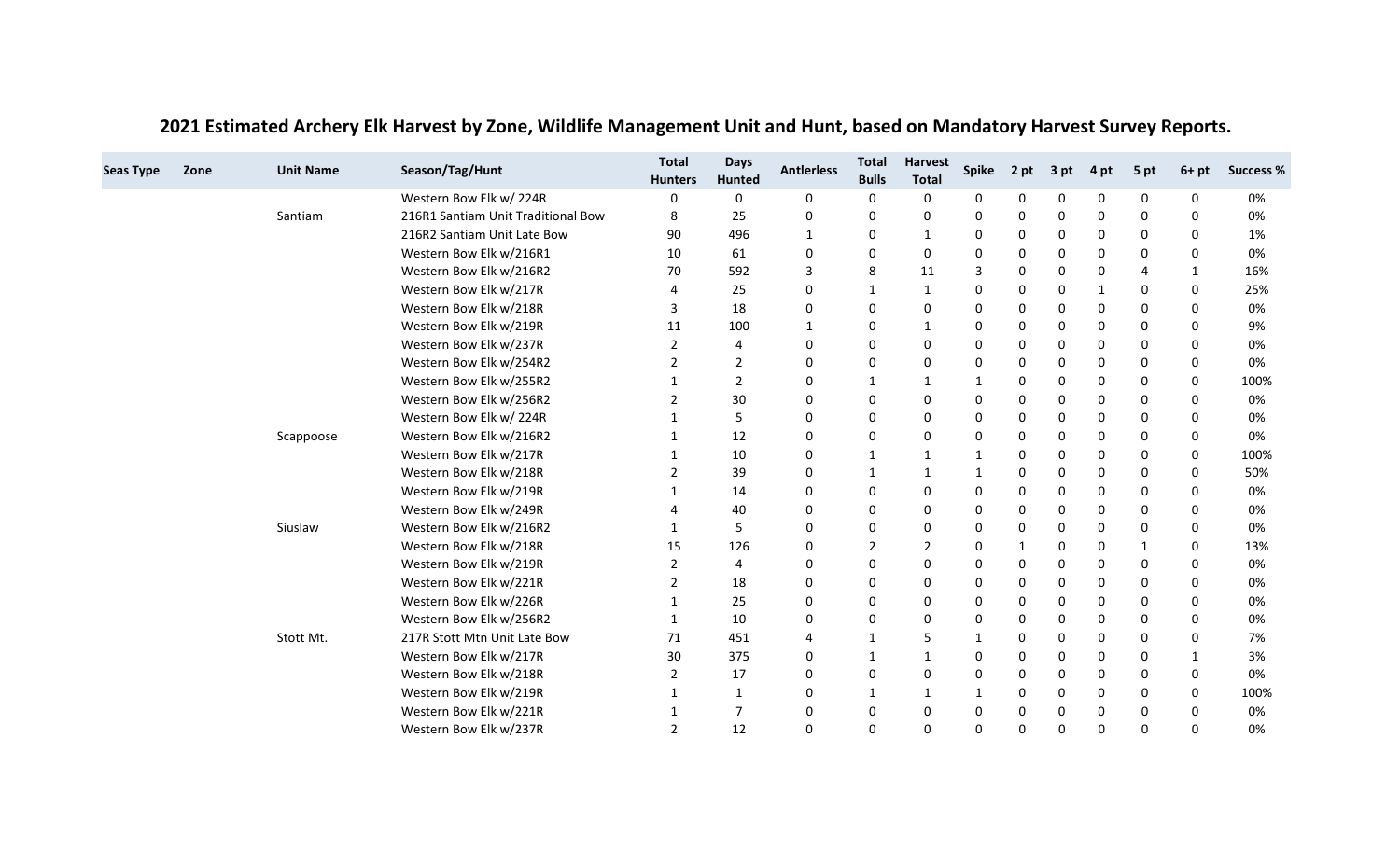## 2021 Estimated Archery Elk Harvest by Zone, Wildlife Management Unit and Hunt, based on Mandatory Harvest Survey Reports.

| Seas Type | Zone | Unit Name | Season/Tag/Hunt | Total Hunters | Days Hunted | Antlerless | Total Bulls | Harvest Total | Spike | 2 pt | 3 pt | 4 pt | 5 pt | 6+ pt | Success % |
|---|---|---|---|---|---|---|---|---|---|---|---|---|---|---|---|
| | | | Western Bow Elk w/ 224R | 0 | 0 | 0 | 0 | 0 | 0 | 0 | 0 | 0 | 0 | 0 | 0% |
| | | Santiam | 216R1 Santiam Unit Traditional Bow | 8 | 25 | 0 | 0 | 0 | 0 | 0 | 0 | 0 | 0 | 0 | 0% |
| | | | 216R2 Santiam Unit Late Bow | 90 | 496 | 1 | 0 | 1 | 0 | 0 | 0 | 0 | 0 | 0 | 1% |
| | | | Western Bow Elk w/216R1 | 10 | 61 | 0 | 0 | 0 | 0 | 0 | 0 | 0 | 0 | 0 | 0% |
| | | | Western Bow Elk w/216R2 | 70 | 592 | 3 | 8 | 11 | 3 | 0 | 0 | 0 | 4 | 1 | 16% |
| | | | Western Bow Elk w/217R | 4 | 25 | 0 | 1 | 1 | 0 | 0 | 0 | 1 | 0 | 0 | 25% |
| | | | Western Bow Elk w/218R | 3 | 18 | 0 | 0 | 0 | 0 | 0 | 0 | 0 | 0 | 0 | 0% |
| | | | Western Bow Elk w/219R | 11 | 100 | 1 | 0 | 1 | 0 | 0 | 0 | 0 | 0 | 0 | 9% |
| | | | Western Bow Elk w/237R | 2 | 4 | 0 | 0 | 0 | 0 | 0 | 0 | 0 | 0 | 0 | 0% |
| | | | Western Bow Elk w/254R2 | 2 | 2 | 0 | 0 | 0 | 0 | 0 | 0 | 0 | 0 | 0 | 0% |
| | | | Western Bow Elk w/255R2 | 1 | 2 | 0 | 1 | 1 | 1 | 0 | 0 | 0 | 0 | 0 | 100% |
| | | | Western Bow Elk w/256R2 | 2 | 30 | 0 | 0 | 0 | 0 | 0 | 0 | 0 | 0 | 0 | 0% |
| | | | Western Bow Elk w/ 224R | 1 | 5 | 0 | 0 | 0 | 0 | 0 | 0 | 0 | 0 | 0 | 0% |
| | | Scappoose | Western Bow Elk w/216R2 | 1 | 12 | 0 | 0 | 0 | 0 | 0 | 0 | 0 | 0 | 0 | 0% |
| | | | Western Bow Elk w/217R | 1 | 10 | 0 | 1 | 1 | 1 | 0 | 0 | 0 | 0 | 0 | 100% |
| | | | Western Bow Elk w/218R | 2 | 39 | 0 | 1 | 1 | 1 | 0 | 0 | 0 | 0 | 0 | 50% |
| | | | Western Bow Elk w/219R | 1 | 14 | 0 | 0 | 0 | 0 | 0 | 0 | 0 | 0 | 0 | 0% |
| | | | Western Bow Elk w/249R | 4 | 40 | 0 | 0 | 0 | 0 | 0 | 0 | 0 | 0 | 0 | 0% |
| | | Siuslaw | Western Bow Elk w/216R2 | 1 | 5 | 0 | 0 | 0 | 0 | 0 | 0 | 0 | 0 | 0 | 0% |
| | | | Western Bow Elk w/218R | 15 | 126 | 0 | 2 | 2 | 0 | 1 | 0 | 0 | 1 | 0 | 13% |
| | | | Western Bow Elk w/219R | 2 | 4 | 0 | 0 | 0 | 0 | 0 | 0 | 0 | 0 | 0 | 0% |
| | | | Western Bow Elk w/221R | 2 | 18 | 0 | 0 | 0 | 0 | 0 | 0 | 0 | 0 | 0 | 0% |
| | | | Western Bow Elk w/226R | 1 | 25 | 0 | 0 | 0 | 0 | 0 | 0 | 0 | 0 | 0 | 0% |
| | | | Western Bow Elk w/256R2 | 1 | 10 | 0 | 0 | 0 | 0 | 0 | 0 | 0 | 0 | 0 | 0% |
| | | Stott Mt. | 217R Stott Mtn Unit Late Bow | 71 | 451 | 4 | 1 | 5 | 1 | 0 | 0 | 0 | 0 | 0 | 7% |
| | | | Western Bow Elk w/217R | 30 | 375 | 0 | 1 | 1 | 0 | 0 | 0 | 0 | 0 | 1 | 3% |
| | | | Western Bow Elk w/218R | 2 | 17 | 0 | 0 | 0 | 0 | 0 | 0 | 0 | 0 | 0 | 0% |
| | | | Western Bow Elk w/219R | 1 | 1 | 0 | 1 | 1 | 1 | 0 | 0 | 0 | 0 | 0 | 100% |
| | | | Western Bow Elk w/221R | 1 | 7 | 0 | 0 | 0 | 0 | 0 | 0 | 0 | 0 | 0 | 0% |
| | | | Western Bow Elk w/237R | 2 | 12 | 0 | 0 | 0 | 0 | 0 | 0 | 0 | 0 | 0 | 0% |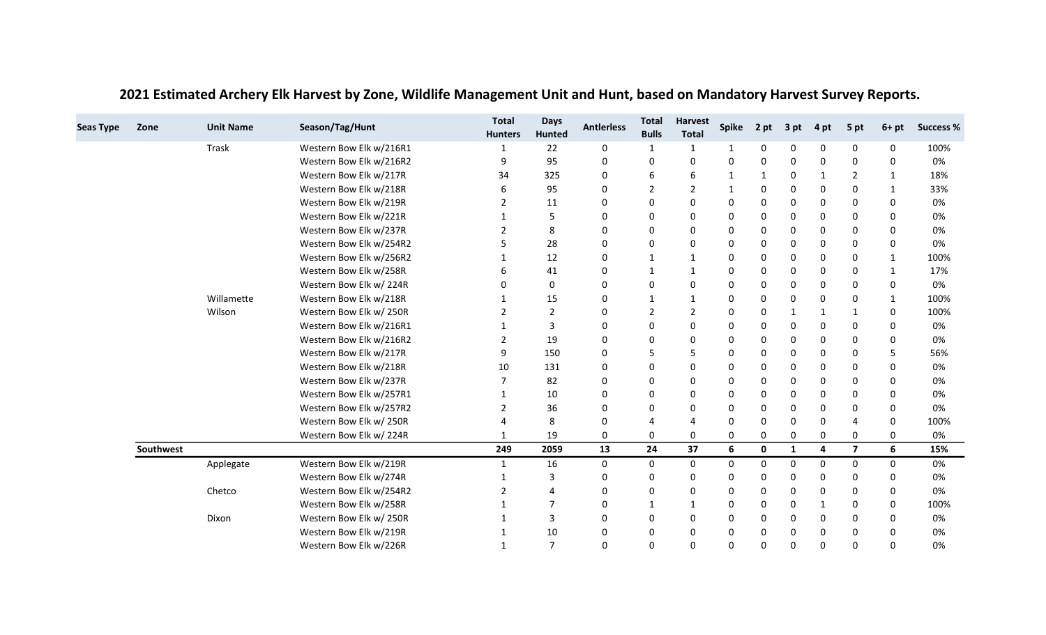# 2021 Estimated Archery Elk Harvest by Zone, Wildlife Management Unit and Hunt, based on Mandatory Harvest Survey Reports.

| Seas Type | Zone | Unit Name | Season/Tag/Hunt | Total Hunters | Days Hunted | Antlerless | Total Bulls | Harvest Total | Spike | 2 pt | 3 pt | 4 pt | 5 pt | 6+ pt | Success % |
|---|---|---|---|---|---|---|---|---|---|---|---|---|---|---|---|
| | | Trask | Western Bow Elk w/216R1 | 1 | 22 | 0 | 1 | 1 | 1 | 0 | 0 | 0 | 0 | 0 | 100% |
| | | | Western Bow Elk w/216R2 | 9 | 95 | 0 | 0 | 0 | 0 | 0 | 0 | 0 | 0 | 0 | 0% |
| | | | Western Bow Elk w/217R | 34 | 325 | 0 | 6 | 6 | 1 | 1 | 0 | 1 | 2 | 1 | 18% |
| | | | Western Bow Elk w/218R | 6 | 95 | 0 | 2 | 2 | 1 | 0 | 0 | 0 | 0 | 1 | 33% |
| | | | Western Bow Elk w/219R | 2 | 11 | 0 | 0 | 0 | 0 | 0 | 0 | 0 | 0 | 0 | 0% |
| | | | Western Bow Elk w/221R | 1 | 5 | 0 | 0 | 0 | 0 | 0 | 0 | 0 | 0 | 0 | 0% |
| | | | Western Bow Elk w/237R | 2 | 8 | 0 | 0 | 0 | 0 | 0 | 0 | 0 | 0 | 0 | 0% |
| | | | Western Bow Elk w/254R2 | 5 | 28 | 0 | 0 | 0 | 0 | 0 | 0 | 0 | 0 | 0 | 0% |
| | | | Western Bow Elk w/256R2 | 1 | 12 | 0 | 1 | 1 | 0 | 0 | 0 | 0 | 0 | 1 | 100% |
| | | | Western Bow Elk w/258R | 6 | 41 | 0 | 1 | 1 | 0 | 0 | 0 | 0 | 0 | 1 | 17% |
| | | | Western Bow Elk w/ 224R | 0 | 0 | 0 | 0 | 0 | 0 | 0 | 0 | 0 | 0 | 0 | 0% |
| | | Willamette | Western Bow Elk w/218R | 1 | 15 | 0 | 1 | 1 | 0 | 0 | 0 | 0 | 0 | 1 | 100% |
| | | Wilson | Western Bow Elk w/ 250R | 2 | 2 | 0 | 2 | 2 | 0 | 0 | 1 | 1 | 1 | 0 | 100% |
| | | | Western Bow Elk w/216R1 | 1 | 3 | 0 | 0 | 0 | 0 | 0 | 0 | 0 | 0 | 0 | 0% |
| | | | Western Bow Elk w/216R2 | 2 | 19 | 0 | 0 | 0 | 0 | 0 | 0 | 0 | 0 | 0 | 0% |
| | | | Western Bow Elk w/217R | 9 | 150 | 0 | 5 | 5 | 0 | 0 | 0 | 0 | 0 | 5 | 56% |
| | | | Western Bow Elk w/218R | 10 | 131 | 0 | 0 | 0 | 0 | 0 | 0 | 0 | 0 | 0 | 0% |
| | | | Western Bow Elk w/237R | 7 | 82 | 0 | 0 | 0 | 0 | 0 | 0 | 0 | 0 | 0 | 0% |
| | | | Western Bow Elk w/257R1 | 1 | 10 | 0 | 0 | 0 | 0 | 0 | 0 | 0 | 0 | 0 | 0% |
| | | | Western Bow Elk w/257R2 | 2 | 36 | 0 | 0 | 0 | 0 | 0 | 0 | 0 | 0 | 0 | 0% |
| | | | Western Bow Elk w/ 250R | 4 | 8 | 0 | 4 | 4 | 0 | 0 | 0 | 0 | 4 | 0 | 100% |
| | | | Western Bow Elk w/ 224R | 1 | 19 | 0 | 0 | 0 | 0 | 0 | 0 | 0 | 0 | 0 | 0% |
| | **Southwest** | | | **249** | **2059** | **13** | **24** | **37** | **6** | **0** | **1** | **4** | **7** | **6** | **15%** |
| | | Applegate | Western Bow Elk w/219R | 1 | 16 | 0 | 0 | 0 | 0 | 0 | 0 | 0 | 0 | 0 | 0% |
| | | | Western Bow Elk w/274R | 1 | 3 | 0 | 0 | 0 | 0 | 0 | 0 | 0 | 0 | 0 | 0% |
| | | Chetco | Western Bow Elk w/254R2 | 2 | 4 | 0 | 0 | 0 | 0 | 0 | 0 | 0 | 0 | 0 | 0% |
| | | | Western Bow Elk w/258R | 1 | 7 | 0 | 1 | 1 | 0 | 0 | 0 | 1 | 0 | 0 | 100% |
| | | Dixon | Western Bow Elk w/ 250R | 1 | 3 | 0 | 0 | 0 | 0 | 0 | 0 | 0 | 0 | 0 | 0% |
| | | | Western Bow Elk w/219R | 1 | 10 | 0 | 0 | 0 | 0 | 0 | 0 | 0 | 0 | 0 | 0% |
| | | | Western Bow Elk w/226R | 1 | 7 | 0 | 0 | 0 | 0 | 0 | 0 | 0 | 0 | 0 | 0% |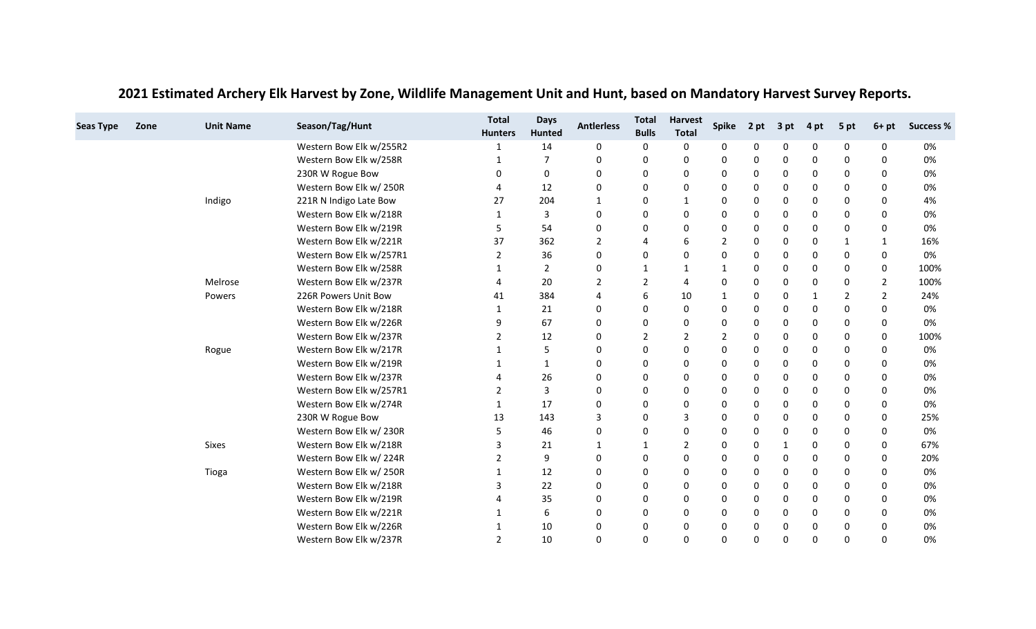## 2021 Estimated Archery Elk Harvest by Zone, Wildlife Management Unit and Hunt, based on Mandatory Harvest Survey Reports.

| Seas Type | Zone | Unit Name | Season/Tag/Hunt | Total Hunters | Days Hunted | Antlerless | Total Bulls | Harvest Total | Spike | 2 pt | 3 pt | 4 pt | 5 pt | 6+ pt | Success % |
|---|---|---|---|---|---|---|---|---|---|---|---|---|---|---|---|
| | | | Western Bow Elk w/255R2 | 1 | 14 | 0 | 0 | 0 | 0 | 0 | 0 | 0 | 0 | 0 | 0% |
| | | | Western Bow Elk w/258R | 1 | 7 | 0 | 0 | 0 | 0 | 0 | 0 | 0 | 0 | 0 | 0% |
| | | | 230R W Rogue Bow | 0 | 0 | 0 | 0 | 0 | 0 | 0 | 0 | 0 | 0 | 0 | 0% |
| | | | Western Bow Elk w/ 250R | 4 | 12 | 0 | 0 | 0 | 0 | 0 | 0 | 0 | 0 | 0 | 0% |
| | | Indigo | 221R N Indigo Late Bow | 27 | 204 | 1 | 0 | 1 | 0 | 0 | 0 | 0 | 0 | 0 | 4% |
| | | | Western Bow Elk w/218R | 1 | 3 | 0 | 0 | 0 | 0 | 0 | 0 | 0 | 0 | 0 | 0% |
| | | | Western Bow Elk w/219R | 5 | 54 | 0 | 0 | 0 | 0 | 0 | 0 | 0 | 0 | 0 | 0% |
| | | | Western Bow Elk w/221R | 37 | 362 | 2 | 4 | 6 | 2 | 0 | 0 | 0 | 1 | 1 | 16% |
| | | | Western Bow Elk w/257R1 | 2 | 36 | 0 | 0 | 0 | 0 | 0 | 0 | 0 | 0 | 0 | 0% |
| | | | Western Bow Elk w/258R | 1 | 2 | 0 | 1 | 1 | 1 | 0 | 0 | 0 | 0 | 0 | 100% |
| | | Melrose | Western Bow Elk w/237R | 4 | 20 | 2 | 2 | 4 | 0 | 0 | 0 | 0 | 0 | 2 | 100% |
| | | Powers | 226R Powers Unit Bow | 41 | 384 | 4 | 6 | 10 | 1 | 0 | 0 | 1 | 2 | 2 | 24% |
| | | | Western Bow Elk w/218R | 1 | 21 | 0 | 0 | 0 | 0 | 0 | 0 | 0 | 0 | 0 | 0% |
| | | | Western Bow Elk w/226R | 9 | 67 | 0 | 0 | 0 | 0 | 0 | 0 | 0 | 0 | 0 | 0% |
| | | | Western Bow Elk w/237R | 2 | 12 | 0 | 2 | 2 | 2 | 0 | 0 | 0 | 0 | 0 | 100% |
| | | Rogue | Western Bow Elk w/217R | 1 | 5 | 0 | 0 | 0 | 0 | 0 | 0 | 0 | 0 | 0 | 0% |
| | | | Western Bow Elk w/219R | 1 | 1 | 0 | 0 | 0 | 0 | 0 | 0 | 0 | 0 | 0 | 0% |
| | | | Western Bow Elk w/237R | 4 | 26 | 0 | 0 | 0 | 0 | 0 | 0 | 0 | 0 | 0 | 0% |
| | | | Western Bow Elk w/257R1 | 2 | 3 | 0 | 0 | 0 | 0 | 0 | 0 | 0 | 0 | 0 | 0% |
| | | | Western Bow Elk w/274R | 1 | 17 | 0 | 0 | 0 | 0 | 0 | 0 | 0 | 0 | 0 | 0% |
| | | | 230R W Rogue Bow | 13 | 143 | 3 | 0 | 3 | 0 | 0 | 0 | 0 | 0 | 0 | 25% |
| | | | Western Bow Elk w/ 230R | 5 | 46 | 0 | 0 | 0 | 0 | 0 | 0 | 0 | 0 | 0 | 0% |
| | | Sixes | Western Bow Elk w/218R | 3 | 21 | 1 | 1 | 2 | 0 | 0 | 1 | 0 | 0 | 0 | 67% |
| | | | Western Bow Elk w/ 224R | 2 | 9 | 0 | 0 | 0 | 0 | 0 | 0 | 0 | 0 | 0 | 20% |
| | | Tioga | Western Bow Elk w/ 250R | 1 | 12 | 0 | 0 | 0 | 0 | 0 | 0 | 0 | 0 | 0 | 0% |
| | | | Western Bow Elk w/218R | 3 | 22 | 0 | 0 | 0 | 0 | 0 | 0 | 0 | 0 | 0 | 0% |
| | | | Western Bow Elk w/219R | 4 | 35 | 0 | 0 | 0 | 0 | 0 | 0 | 0 | 0 | 0 | 0% |
| | | | Western Bow Elk w/221R | 1 | 6 | 0 | 0 | 0 | 0 | 0 | 0 | 0 | 0 | 0 | 0% |
| | | | Western Bow Elk w/226R | 1 | 10 | 0 | 0 | 0 | 0 | 0 | 0 | 0 | 0 | 0 | 0% |
| | | | Western Bow Elk w/237R | 2 | 10 | 0 | 0 | 0 | 0 | 0 | 0 | 0 | 0 | 0 | 0% |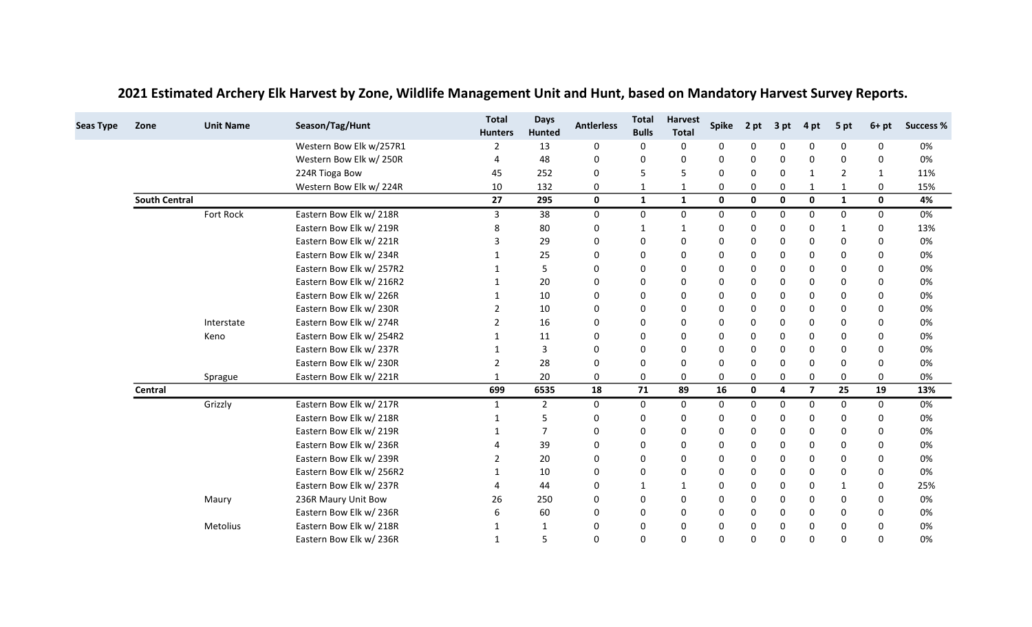## 2021 Estimated Archery Elk Harvest by Zone, Wildlife Management Unit and Hunt, based on Mandatory Harvest Survey Reports.

| Seas Type | Zone | Unit Name | Season/Tag/Hunt | Total Hunters | Days Hunted | Antlerless | Total Bulls | Harvest Total | Spike | 2 pt | 3 pt | 4 pt | 5 pt | 6+ pt | Success % |
|---|---|---|---|---|---|---|---|---|---|---|---|---|---|---|---|
| | | | Western Bow Elk w/257R1 | 2 | 13 | 0 | 0 | 0 | 0 | 0 | 0 | 0 | 0 | 0 | 0% |
| | | | Western Bow Elk w/ 250R | 4 | 48 | 0 | 0 | 0 | 0 | 0 | 0 | 0 | 0 | 0 | 0% |
| | | | 224R Tioga Bow | 45 | 252 | 0 | 5 | 5 | 0 | 0 | 0 | 1 | 2 | 1 | 11% |
| | | | Western Bow Elk w/ 224R | 10 | 132 | 0 | 1 | 1 | 0 | 0 | 0 | 1 | 1 | 0 | 15% |
| | **South Central** | | | **27** | **295** | **0** | **1** | **1** | **0** | **0** | **0** | **0** | **1** | **0** | **4%** |
| | | Fort Rock | Eastern Bow Elk w/ 218R | 3 | 38 | 0 | 0 | 0 | 0 | 0 | 0 | 0 | 0 | 0 | 0% |
| | | | Eastern Bow Elk w/ 219R | 8 | 80 | 0 | 1 | 1 | 0 | 0 | 0 | 0 | 1 | 0 | 13% |
| | | | Eastern Bow Elk w/ 221R | 3 | 29 | 0 | 0 | 0 | 0 | 0 | 0 | 0 | 0 | 0 | 0% |
| | | | Eastern Bow Elk w/ 234R | 1 | 25 | 0 | 0 | 0 | 0 | 0 | 0 | 0 | 0 | 0 | 0% |
| | | | Eastern Bow Elk w/ 257R2 | 1 | 5 | 0 | 0 | 0 | 0 | 0 | 0 | 0 | 0 | 0 | 0% |
| | | | Eastern Bow Elk w/ 216R2 | 1 | 20 | 0 | 0 | 0 | 0 | 0 | 0 | 0 | 0 | 0 | 0% |
| | | | Eastern Bow Elk w/ 226R | 1 | 10 | 0 | 0 | 0 | 0 | 0 | 0 | 0 | 0 | 0 | 0% |
| | | | Eastern Bow Elk w/ 230R | 2 | 10 | 0 | 0 | 0 | 0 | 0 | 0 | 0 | 0 | 0 | 0% |
| | | Interstate | Eastern Bow Elk w/ 274R | 2 | 16 | 0 | 0 | 0 | 0 | 0 | 0 | 0 | 0 | 0 | 0% |
| | | Keno | Eastern Bow Elk w/ 254R2 | 1 | 11 | 0 | 0 | 0 | 0 | 0 | 0 | 0 | 0 | 0 | 0% |
| | | | Eastern Bow Elk w/ 237R | 1 | 3 | 0 | 0 | 0 | 0 | 0 | 0 | 0 | 0 | 0 | 0% |
| | | | Eastern Bow Elk w/ 230R | 2 | 28 | 0 | 0 | 0 | 0 | 0 | 0 | 0 | 0 | 0 | 0% |
| | | Sprague | Eastern Bow Elk w/ 221R | 1 | 20 | 0 | 0 | 0 | 0 | 0 | 0 | 0 | 0 | 0 | 0% |
| | **Central** | | | **699** | **6535** | **18** | **71** | **89** | **16** | **0** | **4** | **7** | **25** | **19** | **13%** |
| | | Grizzly | Eastern Bow Elk w/ 217R | 1 | 2 | 0 | 0 | 0 | 0 | 0 | 0 | 0 | 0 | 0 | 0% |
| | | | Eastern Bow Elk w/ 218R | 1 | 5 | 0 | 0 | 0 | 0 | 0 | 0 | 0 | 0 | 0 | 0% |
| | | | Eastern Bow Elk w/ 219R | 1 | 7 | 0 | 0 | 0 | 0 | 0 | 0 | 0 | 0 | 0 | 0% |
| | | | Eastern Bow Elk w/ 236R | 4 | 39 | 0 | 0 | 0 | 0 | 0 | 0 | 0 | 0 | 0 | 0% |
| | | | Eastern Bow Elk w/ 239R | 2 | 20 | 0 | 0 | 0 | 0 | 0 | 0 | 0 | 0 | 0 | 0% |
| | | | Eastern Bow Elk w/ 256R2 | 1 | 10 | 0 | 0 | 0 | 0 | 0 | 0 | 0 | 0 | 0 | 0% |
| | | | Eastern Bow Elk w/ 237R | 4 | 44 | 0 | 1 | 1 | 0 | 0 | 0 | 0 | 1 | 0 | 25% |
| | | Maury | 236R Maury Unit Bow | 26 | 250 | 0 | 0 | 0 | 0 | 0 | 0 | 0 | 0 | 0 | 0% |
| | | | Eastern Bow Elk w/ 236R | 6 | 60 | 0 | 0 | 0 | 0 | 0 | 0 | 0 | 0 | 0 | 0% |
| | | Metolius | Eastern Bow Elk w/ 218R | 1 | 1 | 0 | 0 | 0 | 0 | 0 | 0 | 0 | 0 | 0 | 0% |
| | | | Eastern Bow Elk w/ 236R | 1 | 5 | 0 | 0 | 0 | 0 | 0 | 0 | 0 | 0 | 0 | 0% |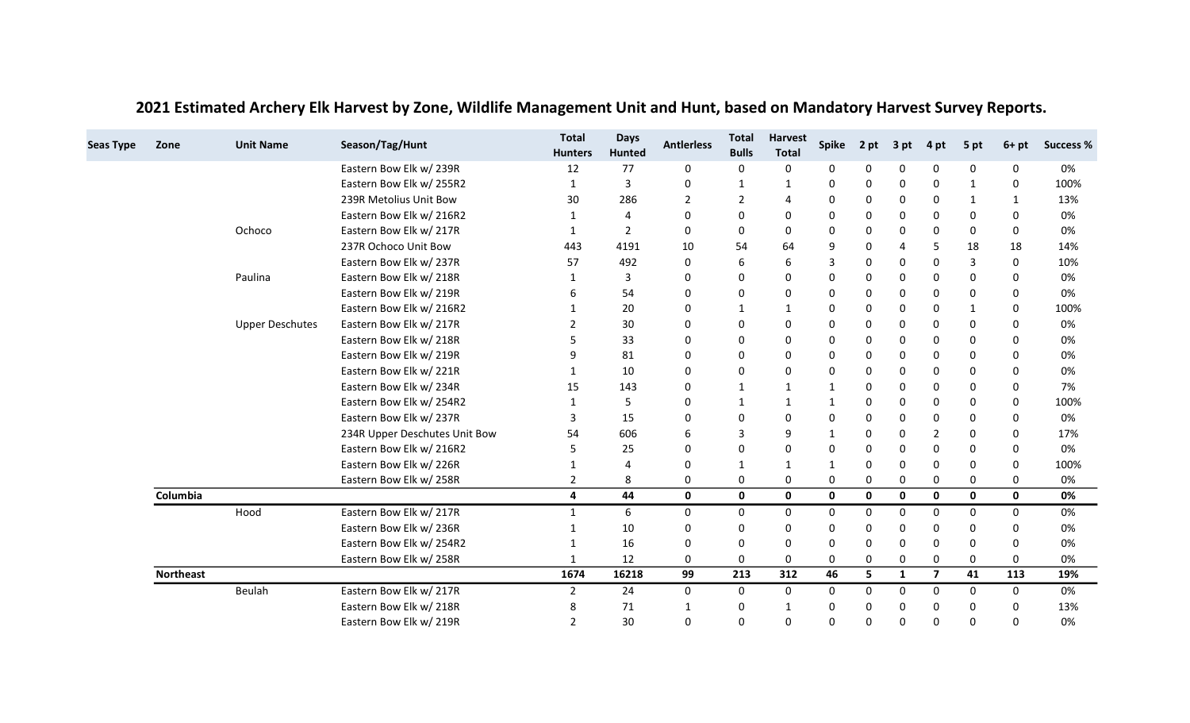## 2021 Estimated Archery Elk Harvest by Zone, Wildlife Management Unit and Hunt, based on Mandatory Harvest Survey Reports.

| Seas Type | Zone | Unit Name | Season/Tag/Hunt | Total Hunters | Days Hunted | Antlerless | Total Bulls | Harvest Total | Spike | 2 pt | 3 pt | 4 pt | 5 pt | 6+ pt | Success % |
|---|---|---|---|---|---|---|---|---|---|---|---|---|---|---|---|
| | | | Eastern Bow Elk w/ 239R | 12 | 77 | 0 | 0 | 0 | 0 | 0 | 0 | 0 | 0 | 0 | 0% |
| | | | Eastern Bow Elk w/ 255R2 | 1 | 3 | 0 | 1 | 1 | 0 | 0 | 0 | 0 | 1 | 0 | 100% |
| | | | 239R Metolius Unit Bow | 30 | 286 | 2 | 2 | 4 | 0 | 0 | 0 | 0 | 1 | 1 | 13% |
| | | | Eastern Bow Elk w/ 216R2 | 1 | 4 | 0 | 0 | 0 | 0 | 0 | 0 | 0 | 0 | 0 | 0% |
| | | Ochoco | Eastern Bow Elk w/ 217R | 1 | 2 | 0 | 0 | 0 | 0 | 0 | 0 | 0 | 0 | 0 | 0% |
| | | | 237R Ochoco Unit Bow | 443 | 4191 | 10 | 54 | 64 | 9 | 0 | 4 | 5 | 18 | 18 | 14% |
| | | | Eastern Bow Elk w/ 237R | 57 | 492 | 0 | 6 | 6 | 3 | 0 | 0 | 0 | 3 | 0 | 10% |
| | | Paulina | Eastern Bow Elk w/ 218R | 1 | 3 | 0 | 0 | 0 | 0 | 0 | 0 | 0 | 0 | 0 | 0% |
| | | | Eastern Bow Elk w/ 219R | 6 | 54 | 0 | 0 | 0 | 0 | 0 | 0 | 0 | 0 | 0 | 0% |
| | | | Eastern Bow Elk w/ 216R2 | 1 | 20 | 0 | 1 | 1 | 0 | 0 | 0 | 0 | 1 | 0 | 100% |
| | | Upper Deschutes | Eastern Bow Elk w/ 217R | 2 | 30 | 0 | 0 | 0 | 0 | 0 | 0 | 0 | 0 | 0 | 0% |
| | | | Eastern Bow Elk w/ 218R | 5 | 33 | 0 | 0 | 0 | 0 | 0 | 0 | 0 | 0 | 0 | 0% |
| | | | Eastern Bow Elk w/ 219R | 9 | 81 | 0 | 0 | 0 | 0 | 0 | 0 | 0 | 0 | 0 | 0% |
| | | | Eastern Bow Elk w/ 221R | 1 | 10 | 0 | 0 | 0 | 0 | 0 | 0 | 0 | 0 | 0 | 0% |
| | | | Eastern Bow Elk w/ 234R | 15 | 143 | 0 | 1 | 1 | 1 | 0 | 0 | 0 | 0 | 0 | 7% |
| | | | Eastern Bow Elk w/ 254R2 | 1 | 5 | 0 | 1 | 1 | 1 | 0 | 0 | 0 | 0 | 0 | 100% |
| | | | Eastern Bow Elk w/ 237R | 3 | 15 | 0 | 0 | 0 | 0 | 0 | 0 | 0 | 0 | 0 | 0% |
| | | | 234R Upper Deschutes Unit Bow | 54 | 606 | 6 | 3 | 9 | 1 | 0 | 0 | 2 | 0 | 0 | 17% |
| | | | Eastern Bow Elk w/ 216R2 | 5 | 25 | 0 | 0 | 0 | 0 | 0 | 0 | 0 | 0 | 0 | 0% |
| | | | Eastern Bow Elk w/ 226R | 1 | 4 | 0 | 1 | 1 | 1 | 0 | 0 | 0 | 0 | 0 | 100% |
| | | | Eastern Bow Elk w/ 258R | 2 | 8 | 0 | 0 | 0 | 0 | 0 | 0 | 0 | 0 | 0 | 0% |
| | **Columbia** | | | **4** | **44** | **0** | **0** | **0** | **0** | **0** | **0** | **0** | **0** | **0** | **0%** |
| | | Hood | Eastern Bow Elk w/ 217R | 1 | 6 | 0 | 0 | 0 | 0 | 0 | 0 | 0 | 0 | 0 | 0% |
| | | | Eastern Bow Elk w/ 236R | 1 | 10 | 0 | 0 | 0 | 0 | 0 | 0 | 0 | 0 | 0 | 0% |
| | | | Eastern Bow Elk w/ 254R2 | 1 | 16 | 0 | 0 | 0 | 0 | 0 | 0 | 0 | 0 | 0 | 0% |
| | | | Eastern Bow Elk w/ 258R | 1 | 12 | 0 | 0 | 0 | 0 | 0 | 0 | 0 | 0 | 0 | 0% |
| | **Northeast** | | | **1674** | **16218** | **99** | **213** | **312** | **46** | **5** | **1** | **7** | **41** | **113** | **19%** |
| | | Beulah | Eastern Bow Elk w/ 217R | 2 | 24 | 0 | 0 | 0 | 0 | 0 | 0 | 0 | 0 | 0 | 0% |
| | | | Eastern Bow Elk w/ 218R | 8 | 71 | 1 | 0 | 1 | 0 | 0 | 0 | 0 | 0 | 0 | 13% |
| | | | Eastern Bow Elk w/ 219R | 2 | 30 | 0 | 0 | 0 | 0 | 0 | 0 | 0 | 0 | 0 | 0% |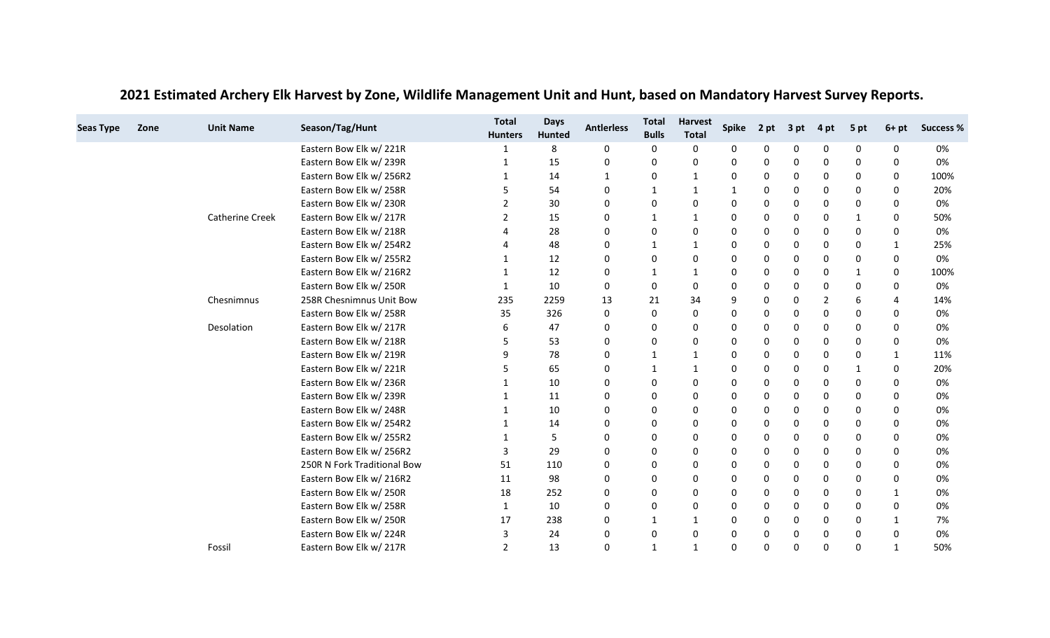## 2021 Estimated Archery Elk Harvest by Zone, Wildlife Management Unit and Hunt, based on Mandatory Harvest Survey Reports.

| Seas Type | Zone | Unit Name | Season/Tag/Hunt | Total Hunters | Days Hunted | Antlerless | Total Bulls | Harvest Total | Spike | 2 pt | 3 pt | 4 pt | 5 pt | 6+ pt | Success % |
|---|---|---|---|---|---|---|---|---|---|---|---|---|---|---|---|
| | | | Eastern Bow Elk w/ 221R | 1 | 8 | 0 | 0 | 0 | 0 | 0 | 0 | 0 | 0 | 0 | 0% |
| | | | Eastern Bow Elk w/ 239R | 1 | 15 | 0 | 0 | 0 | 0 | 0 | 0 | 0 | 0 | 0 | 0% |
| | | | Eastern Bow Elk w/ 256R2 | 1 | 14 | 1 | 0 | 1 | 0 | 0 | 0 | 0 | 0 | 0 | 100% |
| | | | Eastern Bow Elk w/ 258R | 5 | 54 | 0 | 1 | 1 | 1 | 0 | 0 | 0 | 0 | 0 | 20% |
| | | | Eastern Bow Elk w/ 230R | 2 | 30 | 0 | 0 | 0 | 0 | 0 | 0 | 0 | 0 | 0 | 0% |
| | | Catherine Creek | Eastern Bow Elk w/ 217R | 2 | 15 | 0 | 1 | 1 | 0 | 0 | 0 | 0 | 1 | 0 | 50% |
| | | | Eastern Bow Elk w/ 218R | 4 | 28 | 0 | 0 | 0 | 0 | 0 | 0 | 0 | 0 | 0 | 0% |
| | | | Eastern Bow Elk w/ 254R2 | 4 | 48 | 0 | 1 | 1 | 0 | 0 | 0 | 0 | 0 | 1 | 25% |
| | | | Eastern Bow Elk w/ 255R2 | 1 | 12 | 0 | 0 | 0 | 0 | 0 | 0 | 0 | 0 | 0 | 0% |
| | | | Eastern Bow Elk w/ 216R2 | 1 | 12 | 0 | 1 | 1 | 0 | 0 | 0 | 0 | 1 | 0 | 100% |
| | | | Eastern Bow Elk w/ 250R | 1 | 10 | 0 | 0 | 0 | 0 | 0 | 0 | 0 | 0 | 0 | 0% |
| | | Chesnimnus | 258R Chesnimnus Unit Bow | 235 | 2259 | 13 | 21 | 34 | 9 | 0 | 0 | 2 | 6 | 4 | 14% |
| | | | Eastern Bow Elk w/ 258R | 35 | 326 | 0 | 0 | 0 | 0 | 0 | 0 | 0 | 0 | 0 | 0% |
| | | Desolation | Eastern Bow Elk w/ 217R | 6 | 47 | 0 | 0 | 0 | 0 | 0 | 0 | 0 | 0 | 0 | 0% |
| | | | Eastern Bow Elk w/ 218R | 5 | 53 | 0 | 0 | 0 | 0 | 0 | 0 | 0 | 0 | 0 | 0% |
| | | | Eastern Bow Elk w/ 219R | 9 | 78 | 0 | 1 | 1 | 0 | 0 | 0 | 0 | 0 | 1 | 11% |
| | | | Eastern Bow Elk w/ 221R | 5 | 65 | 0 | 1 | 1 | 0 | 0 | 0 | 0 | 1 | 0 | 20% |
| | | | Eastern Bow Elk w/ 236R | 1 | 10 | 0 | 0 | 0 | 0 | 0 | 0 | 0 | 0 | 0 | 0% |
| | | | Eastern Bow Elk w/ 239R | 1 | 11 | 0 | 0 | 0 | 0 | 0 | 0 | 0 | 0 | 0 | 0% |
| | | | Eastern Bow Elk w/ 248R | 1 | 10 | 0 | 0 | 0 | 0 | 0 | 0 | 0 | 0 | 0 | 0% |
| | | | Eastern Bow Elk w/ 254R2 | 1 | 14 | 0 | 0 | 0 | 0 | 0 | 0 | 0 | 0 | 0 | 0% |
| | | | Eastern Bow Elk w/ 255R2 | 1 | 5 | 0 | 0 | 0 | 0 | 0 | 0 | 0 | 0 | 0 | 0% |
| | | | Eastern Bow Elk w/ 256R2 | 3 | 29 | 0 | 0 | 0 | 0 | 0 | 0 | 0 | 0 | 0 | 0% |
| | | | 250R N Fork Traditional Bow | 51 | 110 | 0 | 0 | 0 | 0 | 0 | 0 | 0 | 0 | 0 | 0% |
| | | | Eastern Bow Elk w/ 216R2 | 11 | 98 | 0 | 0 | 0 | 0 | 0 | 0 | 0 | 0 | 0 | 0% |
| | | | Eastern Bow Elk w/ 250R | 18 | 252 | 0 | 0 | 0 | 0 | 0 | 0 | 0 | 0 | 1 | 0% |
| | | | Eastern Bow Elk w/ 258R | 1 | 10 | 0 | 0 | 0 | 0 | 0 | 0 | 0 | 0 | 0 | 0% |
| | | | Eastern Bow Elk w/ 250R | 17 | 238 | 0 | 1 | 1 | 0 | 0 | 0 | 0 | 0 | 1 | 7% |
| | | | Eastern Bow Elk w/ 224R | 3 | 24 | 0 | 0 | 0 | 0 | 0 | 0 | 0 | 0 | 0 | 0% |
| | | Fossil | Eastern Bow Elk w/ 217R | 2 | 13 | 0 | 1 | 1 | 0 | 0 | 0 | 0 | 0 | 1 | 50% |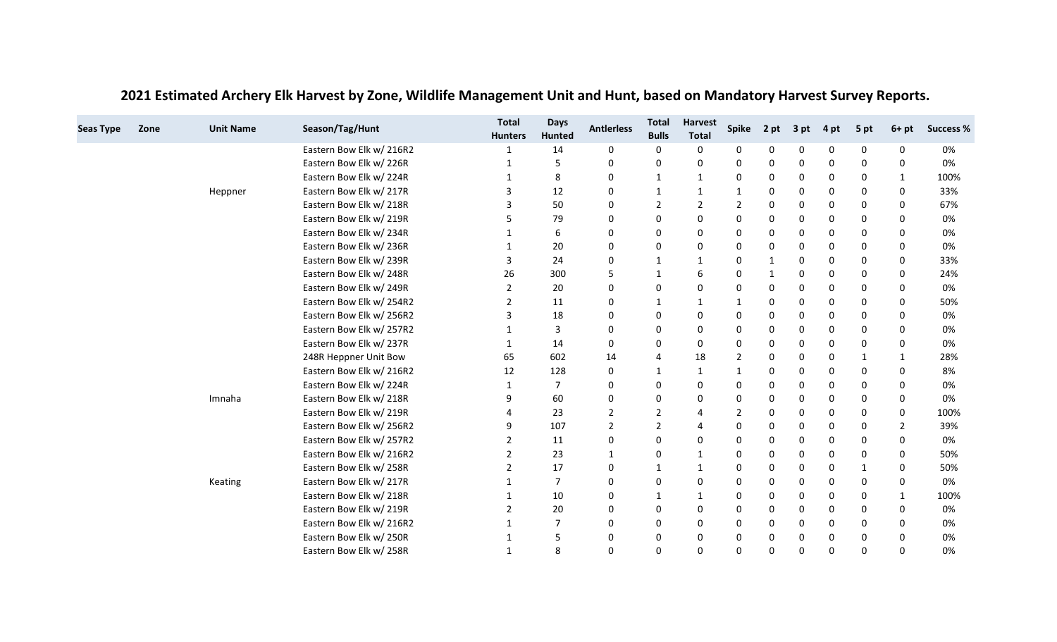# 2021 Estimated Archery Elk Harvest by Zone, Wildlife Management Unit and Hunt, based on Mandatory Harvest Survey Reports.

| Seas Type | Zone | Unit Name | Season/Tag/Hunt | Total Hunters | Days Hunted | Antlerless | Total Bulls | Harvest Total | Spike | 2 pt | 3 pt | 4 pt | 5 pt | 6+ pt | Success % |
|---|---|---|---|---|---|---|---|---|---|---|---|---|---|---|---|
| | | | Eastern Bow Elk w/ 216R2 | 1 | 14 | 0 | 0 | 0 | 0 | 0 | 0 | 0 | 0 | 0 | 0% |
| | | | Eastern Bow Elk w/ 226R | 1 | 5 | 0 | 0 | 0 | 0 | 0 | 0 | 0 | 0 | 0 | 0% |
| | | | Eastern Bow Elk w/ 224R | 1 | 8 | 0 | 1 | 1 | 0 | 0 | 0 | 0 | 0 | 1 | 100% |
| | | Heppner | Eastern Bow Elk w/ 217R | 3 | 12 | 0 | 1 | 1 | 1 | 0 | 0 | 0 | 0 | 0 | 33% |
| | | | Eastern Bow Elk w/ 218R | 3 | 50 | 0 | 2 | 2 | 2 | 0 | 0 | 0 | 0 | 0 | 67% |
| | | | Eastern Bow Elk w/ 219R | 5 | 79 | 0 | 0 | 0 | 0 | 0 | 0 | 0 | 0 | 0 | 0% |
| | | | Eastern Bow Elk w/ 234R | 1 | 6 | 0 | 0 | 0 | 0 | 0 | 0 | 0 | 0 | 0 | 0% |
| | | | Eastern Bow Elk w/ 236R | 1 | 20 | 0 | 0 | 0 | 0 | 0 | 0 | 0 | 0 | 0 | 0% |
| | | | Eastern Bow Elk w/ 239R | 3 | 24 | 0 | 1 | 1 | 0 | 1 | 0 | 0 | 0 | 0 | 33% |
| | | | Eastern Bow Elk w/ 248R | 26 | 300 | 5 | 1 | 6 | 0 | 1 | 0 | 0 | 0 | 0 | 24% |
| | | | Eastern Bow Elk w/ 249R | 2 | 20 | 0 | 0 | 0 | 0 | 0 | 0 | 0 | 0 | 0 | 0% |
| | | | Eastern Bow Elk w/ 254R2 | 2 | 11 | 0 | 1 | 1 | 1 | 0 | 0 | 0 | 0 | 0 | 50% |
| | | | Eastern Bow Elk w/ 256R2 | 3 | 18 | 0 | 0 | 0 | 0 | 0 | 0 | 0 | 0 | 0 | 0% |
| | | | Eastern Bow Elk w/ 257R2 | 1 | 3 | 0 | 0 | 0 | 0 | 0 | 0 | 0 | 0 | 0 | 0% |
| | | | Eastern Bow Elk w/ 237R | 1 | 14 | 0 | 0 | 0 | 0 | 0 | 0 | 0 | 0 | 0 | 0% |
| | | | 248R Heppner Unit Bow | 65 | 602 | 14 | 4 | 18 | 2 | 0 | 0 | 0 | 1 | 1 | 28% |
| | | | Eastern Bow Elk w/ 216R2 | 12 | 128 | 0 | 1 | 1 | 1 | 0 | 0 | 0 | 0 | 0 | 8% |
| | | | Eastern Bow Elk w/ 224R | 1 | 7 | 0 | 0 | 0 | 0 | 0 | 0 | 0 | 0 | 0 | 0% |
| | | Imnaha | Eastern Bow Elk w/ 218R | 9 | 60 | 0 | 0 | 0 | 0 | 0 | 0 | 0 | 0 | 0 | 0% |
| | | | Eastern Bow Elk w/ 219R | 4 | 23 | 2 | 2 | 4 | 2 | 0 | 0 | 0 | 0 | 0 | 100% |
| | | | Eastern Bow Elk w/ 256R2 | 9 | 107 | 2 | 2 | 4 | 0 | 0 | 0 | 0 | 0 | 2 | 39% |
| | | | Eastern Bow Elk w/ 257R2 | 2 | 11 | 0 | 0 | 0 | 0 | 0 | 0 | 0 | 0 | 0 | 0% |
| | | | Eastern Bow Elk w/ 216R2 | 2 | 23 | 1 | 0 | 1 | 0 | 0 | 0 | 0 | 0 | 0 | 50% |
| | | | Eastern Bow Elk w/ 258R | 2 | 17 | 0 | 1 | 1 | 0 | 0 | 0 | 0 | 1 | 0 | 50% |
| | | Keating | Eastern Bow Elk w/ 217R | 1 | 7 | 0 | 0 | 0 | 0 | 0 | 0 | 0 | 0 | 0 | 0% |
| | | | Eastern Bow Elk w/ 218R | 1 | 10 | 0 | 1 | 1 | 0 | 0 | 0 | 0 | 0 | 1 | 100% |
| | | | Eastern Bow Elk w/ 219R | 2 | 20 | 0 | 0 | 0 | 0 | 0 | 0 | 0 | 0 | 0 | 0% |
| | | | Eastern Bow Elk w/ 216R2 | 1 | 7 | 0 | 0 | 0 | 0 | 0 | 0 | 0 | 0 | 0 | 0% |
| | | | Eastern Bow Elk w/ 250R | 1 | 5 | 0 | 0 | 0 | 0 | 0 | 0 | 0 | 0 | 0 | 0% |
| | | | Eastern Bow Elk w/ 258R | 1 | 8 | 0 | 0 | 0 | 0 | 0 | 0 | 0 | 0 | 0 | 0% |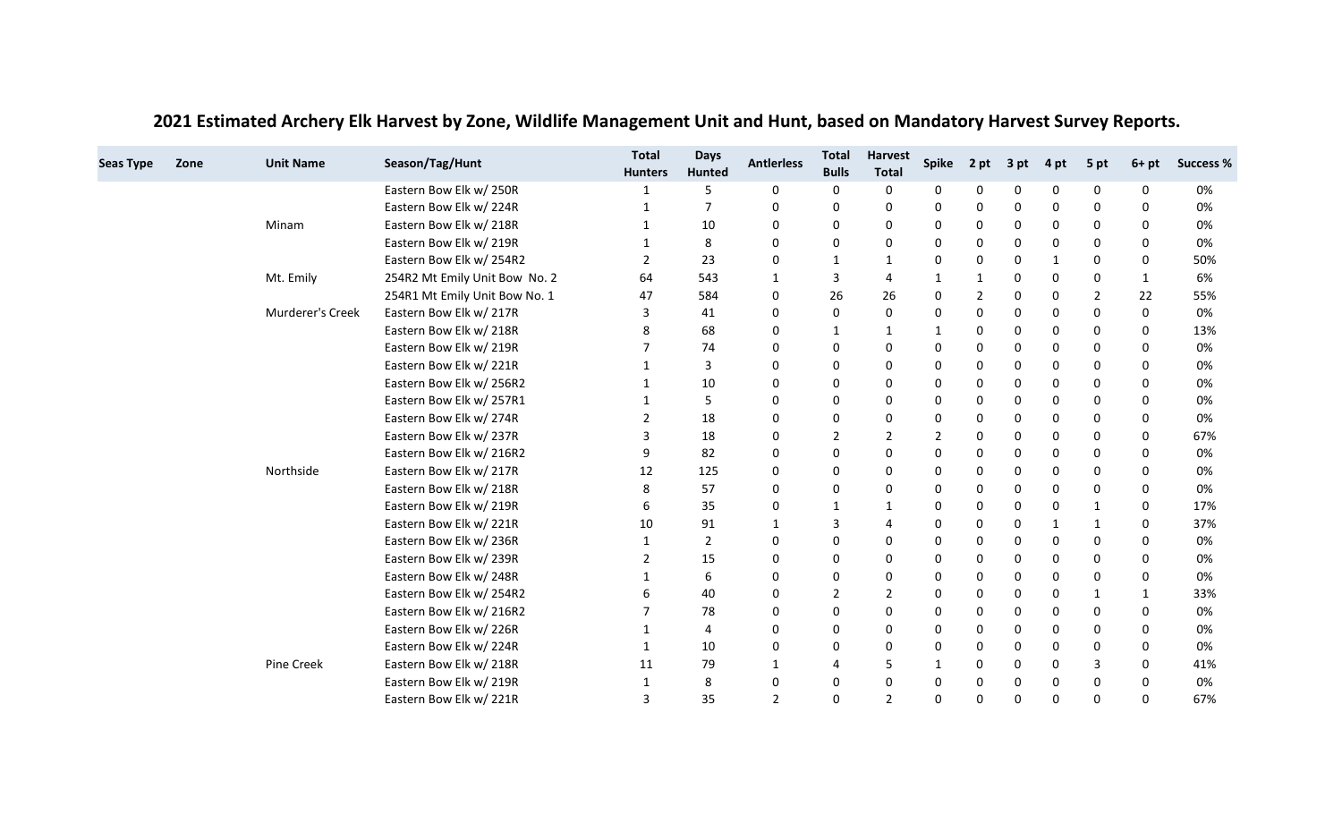# 2021 Estimated Archery Elk Harvest by Zone, Wildlife Management Unit and Hunt, based on Mandatory Harvest Survey Reports.

| Seas Type | Zone | Unit Name | Season/Tag/Hunt | Total Hunters | Days Hunted | Antlerless | Total Bulls | Harvest Total | Spike | 2 pt | 3 pt | 4 pt | 5 pt | 6+ pt | Success % |
|---|---|---|---|---|---|---|---|---|---|---|---|---|---|---|---|
| | | | Eastern Bow Elk w/ 250R | 1 | 5 | 0 | 0 | 0 | 0 | 0 | 0 | 0 | 0 | 0 | 0% |
| | | | Eastern Bow Elk w/ 224R | 1 | 7 | 0 | 0 | 0 | 0 | 0 | 0 | 0 | 0 | 0 | 0% |
| | | Minam | Eastern Bow Elk w/ 218R | 1 | 10 | 0 | 0 | 0 | 0 | 0 | 0 | 0 | 0 | 0 | 0% |
| | | | Eastern Bow Elk w/ 219R | 1 | 8 | 0 | 0 | 0 | 0 | 0 | 0 | 0 | 0 | 0 | 0% |
| | | | Eastern Bow Elk w/ 254R2 | 2 | 23 | 0 | 1 | 1 | 0 | 0 | 0 | 1 | 0 | 0 | 50% |
| | | Mt. Emily | 254R2 Mt Emily Unit Bow No. 2 | 64 | 543 | 1 | 3 | 4 | 1 | 1 | 0 | 0 | 0 | 1 | 6% |
| | | | 254R1 Mt Emily Unit Bow No. 1 | 47 | 584 | 0 | 26 | 26 | 0 | 2 | 0 | 0 | 2 | 22 | 55% |
| | | Murderer's Creek | Eastern Bow Elk w/ 217R | 3 | 41 | 0 | 0 | 0 | 0 | 0 | 0 | 0 | 0 | 0 | 0% |
| | | | Eastern Bow Elk w/ 218R | 8 | 68 | 0 | 1 | 1 | 1 | 0 | 0 | 0 | 0 | 0 | 13% |
| | | | Eastern Bow Elk w/ 219R | 7 | 74 | 0 | 0 | 0 | 0 | 0 | 0 | 0 | 0 | 0 | 0% |
| | | | Eastern Bow Elk w/ 221R | 1 | 3 | 0 | 0 | 0 | 0 | 0 | 0 | 0 | 0 | 0 | 0% |
| | | | Eastern Bow Elk w/ 256R2 | 1 | 10 | 0 | 0 | 0 | 0 | 0 | 0 | 0 | 0 | 0 | 0% |
| | | | Eastern Bow Elk w/ 257R1 | 1 | 5 | 0 | 0 | 0 | 0 | 0 | 0 | 0 | 0 | 0 | 0% |
| | | | Eastern Bow Elk w/ 274R | 2 | 18 | 0 | 0 | 0 | 0 | 0 | 0 | 0 | 0 | 0 | 0% |
| | | | Eastern Bow Elk w/ 237R | 3 | 18 | 0 | 2 | 2 | 2 | 0 | 0 | 0 | 0 | 0 | 67% |
| | | | Eastern Bow Elk w/ 216R2 | 9 | 82 | 0 | 0 | 0 | 0 | 0 | 0 | 0 | 0 | 0 | 0% |
| | | Northside | Eastern Bow Elk w/ 217R | 12 | 125 | 0 | 0 | 0 | 0 | 0 | 0 | 0 | 0 | 0 | 0% |
| | | | Eastern Bow Elk w/ 218R | 8 | 57 | 0 | 0 | 0 | 0 | 0 | 0 | 0 | 0 | 0 | 0% |
| | | | Eastern Bow Elk w/ 219R | 6 | 35 | 0 | 1 | 1 | 0 | 0 | 0 | 0 | 1 | 0 | 17% |
| | | | Eastern Bow Elk w/ 221R | 10 | 91 | 1 | 3 | 4 | 0 | 0 | 0 | 1 | 1 | 0 | 37% |
| | | | Eastern Bow Elk w/ 236R | 1 | 2 | 0 | 0 | 0 | 0 | 0 | 0 | 0 | 0 | 0 | 0% |
| | | | Eastern Bow Elk w/ 239R | 2 | 15 | 0 | 0 | 0 | 0 | 0 | 0 | 0 | 0 | 0 | 0% |
| | | | Eastern Bow Elk w/ 248R | 1 | 6 | 0 | 0 | 0 | 0 | 0 | 0 | 0 | 0 | 0 | 0% |
| | | | Eastern Bow Elk w/ 254R2 | 6 | 40 | 0 | 2 | 2 | 0 | 0 | 0 | 0 | 1 | 1 | 33% |
| | | | Eastern Bow Elk w/ 216R2 | 7 | 78 | 0 | 0 | 0 | 0 | 0 | 0 | 0 | 0 | 0 | 0% |
| | | | Eastern Bow Elk w/ 226R | 1 | 4 | 0 | 0 | 0 | 0 | 0 | 0 | 0 | 0 | 0 | 0% |
| | | | Eastern Bow Elk w/ 224R | 1 | 10 | 0 | 0 | 0 | 0 | 0 | 0 | 0 | 0 | 0 | 0% |
| | | Pine Creek | Eastern Bow Elk w/ 218R | 11 | 79 | 1 | 4 | 5 | 1 | 0 | 0 | 0 | 3 | 0 | 41% |
| | | | Eastern Bow Elk w/ 219R | 1 | 8 | 0 | 0 | 0 | 0 | 0 | 0 | 0 | 0 | 0 | 0% |
| | | | Eastern Bow Elk w/ 221R | 3 | 35 | 2 | 0 | 2 | 0 | 0 | 0 | 0 | 0 | 0 | 67% |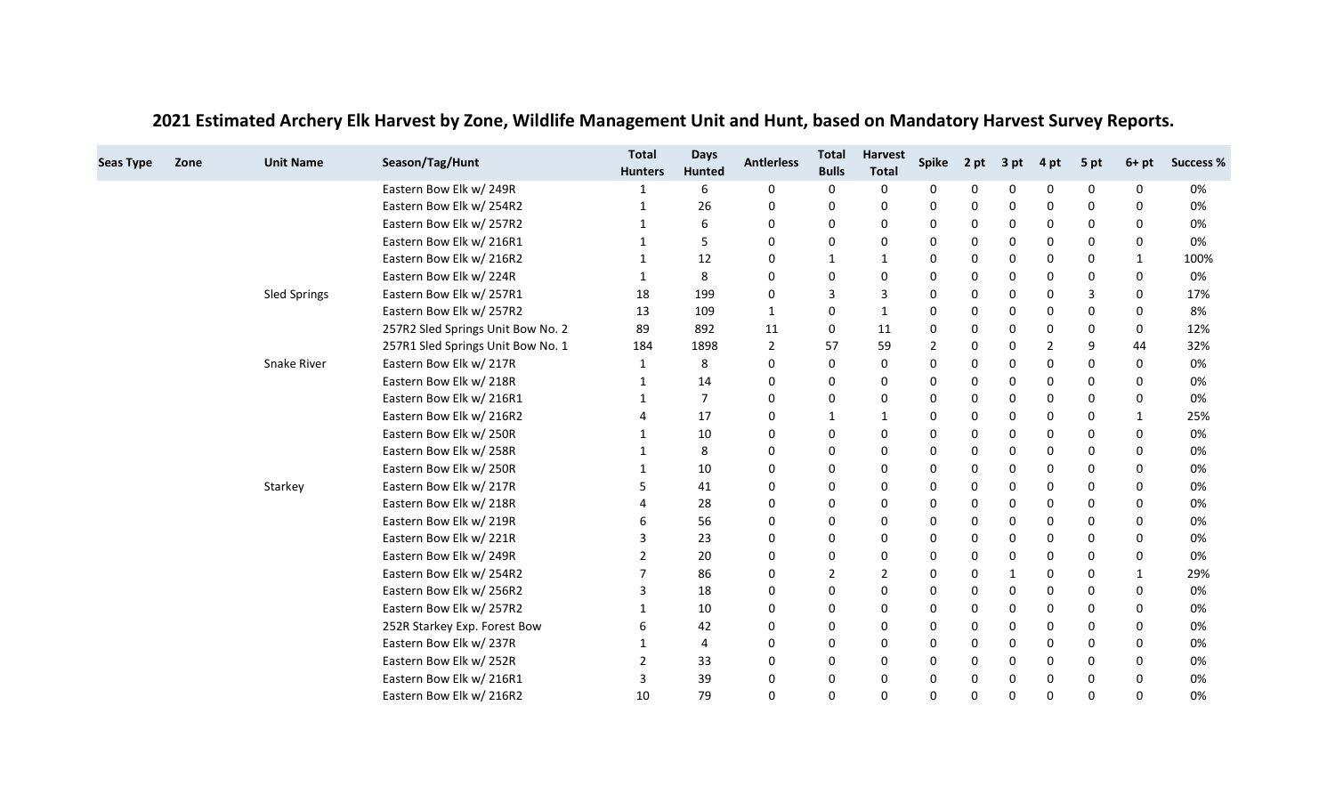# 2021 Estimated Archery Elk Harvest by Zone, Wildlife Management Unit and Hunt, based on Mandatory Harvest Survey Reports.

| Seas Type | Zone | Unit Name | Season/Tag/Hunt | Total Hunters | Days Hunted | Antlerless | Total Bulls | Harvest Total | Spike | 2 pt | 3 pt | 4 pt | 5 pt | 6+ pt | Success % |
|---|---|---|---|---|---|---|---|---|---|---|---|---|---|---|---|
| | | | Eastern Bow Elk w/ 249R | 1 | 6 | 0 | 0 | 0 | 0 | 0 | 0 | 0 | 0 | 0 | 0% |
| | | | Eastern Bow Elk w/ 254R2 | 1 | 26 | 0 | 0 | 0 | 0 | 0 | 0 | 0 | 0 | 0 | 0% |
| | | | Eastern Bow Elk w/ 257R2 | 1 | 6 | 0 | 0 | 0 | 0 | 0 | 0 | 0 | 0 | 0 | 0% |
| | | | Eastern Bow Elk w/ 216R1 | 1 | 5 | 0 | 0 | 0 | 0 | 0 | 0 | 0 | 0 | 0 | 0% |
| | | | Eastern Bow Elk w/ 216R2 | 1 | 12 | 0 | 1 | 1 | 0 | 0 | 0 | 0 | 0 | 1 | 100% |
| | | | Eastern Bow Elk w/ 224R | 1 | 8 | 0 | 0 | 0 | 0 | 0 | 0 | 0 | 0 | 0 | 0% |
| | | Sled Springs | Eastern Bow Elk w/ 257R1 | 18 | 199 | 0 | 3 | 3 | 0 | 0 | 0 | 0 | 3 | 0 | 17% |
| | | | Eastern Bow Elk w/ 257R2 | 13 | 109 | 1 | 0 | 1 | 0 | 0 | 0 | 0 | 0 | 0 | 8% |
| | | | 257R2 Sled Springs Unit Bow No. 2 | 89 | 892 | 11 | 0 | 11 | 0 | 0 | 0 | 0 | 0 | 0 | 12% |
| | | | 257R1 Sled Springs Unit Bow No. 1 | 184 | 1898 | 2 | 57 | 59 | 2 | 0 | 0 | 2 | 9 | 44 | 32% |
| | | Snake River | Eastern Bow Elk w/ 217R | 1 | 8 | 0 | 0 | 0 | 0 | 0 | 0 | 0 | 0 | 0 | 0% |
| | | | Eastern Bow Elk w/ 218R | 1 | 14 | 0 | 0 | 0 | 0 | 0 | 0 | 0 | 0 | 0 | 0% |
| | | | Eastern Bow Elk w/ 216R1 | 1 | 7 | 0 | 0 | 0 | 0 | 0 | 0 | 0 | 0 | 0 | 0% |
| | | | Eastern Bow Elk w/ 216R2 | 4 | 17 | 0 | 1 | 1 | 0 | 0 | 0 | 0 | 0 | 1 | 25% |
| | | | Eastern Bow Elk w/ 250R | 1 | 10 | 0 | 0 | 0 | 0 | 0 | 0 | 0 | 0 | 0 | 0% |
| | | | Eastern Bow Elk w/ 258R | 1 | 8 | 0 | 0 | 0 | 0 | 0 | 0 | 0 | 0 | 0 | 0% |
| | | | Eastern Bow Elk w/ 250R | 1 | 10 | 0 | 0 | 0 | 0 | 0 | 0 | 0 | 0 | 0 | 0% |
| | | Starkey | Eastern Bow Elk w/ 217R | 5 | 41 | 0 | 0 | 0 | 0 | 0 | 0 | 0 | 0 | 0 | 0% |
| | | | Eastern Bow Elk w/ 218R | 4 | 28 | 0 | 0 | 0 | 0 | 0 | 0 | 0 | 0 | 0 | 0% |
| | | | Eastern Bow Elk w/ 219R | 6 | 56 | 0 | 0 | 0 | 0 | 0 | 0 | 0 | 0 | 0 | 0% |
| | | | Eastern Bow Elk w/ 221R | 3 | 23 | 0 | 0 | 0 | 0 | 0 | 0 | 0 | 0 | 0 | 0% |
| | | | Eastern Bow Elk w/ 249R | 2 | 20 | 0 | 0 | 0 | 0 | 0 | 0 | 0 | 0 | 0 | 0% |
| | | | Eastern Bow Elk w/ 254R2 | 7 | 86 | 0 | 2 | 2 | 0 | 0 | 1 | 0 | 0 | 1 | 29% |
| | | | Eastern Bow Elk w/ 256R2 | 3 | 18 | 0 | 0 | 0 | 0 | 0 | 0 | 0 | 0 | 0 | 0% |
| | | | Eastern Bow Elk w/ 257R2 | 1 | 10 | 0 | 0 | 0 | 0 | 0 | 0 | 0 | 0 | 0 | 0% |
| | | | 252R Starkey Exp. Forest Bow | 6 | 42 | 0 | 0 | 0 | 0 | 0 | 0 | 0 | 0 | 0 | 0% |
| | | | Eastern Bow Elk w/ 237R | 1 | 4 | 0 | 0 | 0 | 0 | 0 | 0 | 0 | 0 | 0 | 0% |
| | | | Eastern Bow Elk w/ 252R | 2 | 33 | 0 | 0 | 0 | 0 | 0 | 0 | 0 | 0 | 0 | 0% |
| | | | Eastern Bow Elk w/ 216R1 | 3 | 39 | 0 | 0 | 0 | 0 | 0 | 0 | 0 | 0 | 0 | 0% |
| | | | Eastern Bow Elk w/ 216R2 | 10 | 79 | 0 | 0 | 0 | 0 | 0 | 0 | 0 | 0 | 0 | 0% |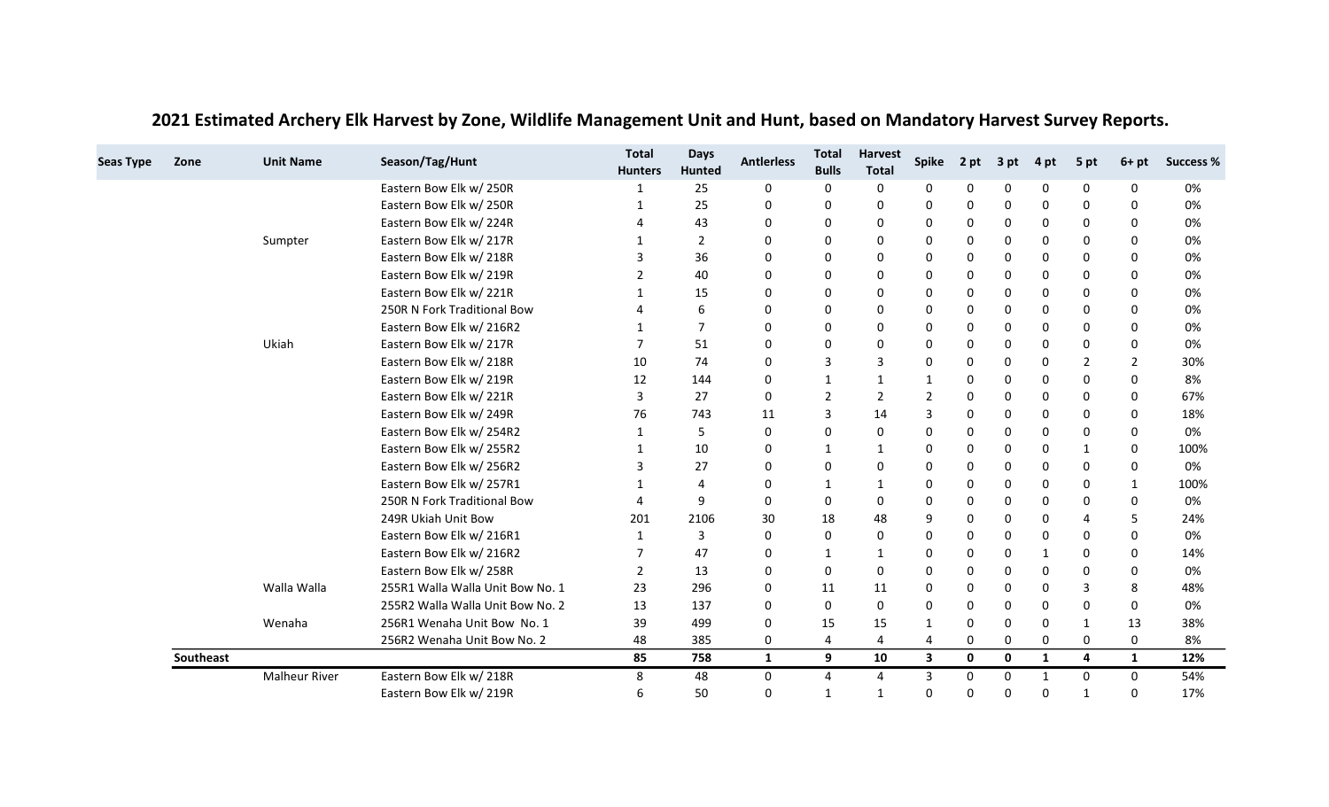## 2021 Estimated Archery Elk Harvest by Zone, Wildlife Management Unit and Hunt, based on Mandatory Harvest Survey Reports.

| Seas Type | Zone | Unit Name | Season/Tag/Hunt | Total Hunters | Days Hunted | Antlerless | Total Bulls | Harvest Total | Spike | 2 pt | 3 pt | 4 pt | 5 pt | 6+ pt | Success % |
|---|---|---|---|---|---|---|---|---|---|---|---|---|---|---|---|
| | | | Eastern Bow Elk w/ 250R | 1 | 25 | 0 | 0 | 0 | 0 | 0 | 0 | 0 | 0 | 0 | 0% |
| | | | Eastern Bow Elk w/ 250R | 1 | 25 | 0 | 0 | 0 | 0 | 0 | 0 | 0 | 0 | 0 | 0% |
| | | | Eastern Bow Elk w/ 224R | 4 | 43 | 0 | 0 | 0 | 0 | 0 | 0 | 0 | 0 | 0 | 0% |
| | | Sumpter | Eastern Bow Elk w/ 217R | 1 | 2 | 0 | 0 | 0 | 0 | 0 | 0 | 0 | 0 | 0 | 0% |
| | | | Eastern Bow Elk w/ 218R | 3 | 36 | 0 | 0 | 0 | 0 | 0 | 0 | 0 | 0 | 0 | 0% |
| | | | Eastern Bow Elk w/ 219R | 2 | 40 | 0 | 0 | 0 | 0 | 0 | 0 | 0 | 0 | 0 | 0% |
| | | | Eastern Bow Elk w/ 221R | 1 | 15 | 0 | 0 | 0 | 0 | 0 | 0 | 0 | 0 | 0 | 0% |
| | | | 250R N Fork Traditional Bow | 4 | 6 | 0 | 0 | 0 | 0 | 0 | 0 | 0 | 0 | 0 | 0% |
| | | | Eastern Bow Elk w/ 216R2 | 1 | 7 | 0 | 0 | 0 | 0 | 0 | 0 | 0 | 0 | 0 | 0% |
| | | Ukiah | Eastern Bow Elk w/ 217R | 7 | 51 | 0 | 0 | 0 | 0 | 0 | 0 | 0 | 0 | 0 | 0% |
| | | | Eastern Bow Elk w/ 218R | 10 | 74 | 0 | 3 | 3 | 0 | 0 | 0 | 0 | 2 | 2 | 30% |
| | | | Eastern Bow Elk w/ 219R | 12 | 144 | 0 | 1 | 1 | 1 | 0 | 0 | 0 | 0 | 0 | 8% |
| | | | Eastern Bow Elk w/ 221R | 3 | 27 | 0 | 2 | 2 | 2 | 0 | 0 | 0 | 0 | 0 | 67% |
| | | | Eastern Bow Elk w/ 249R | 76 | 743 | 11 | 3 | 14 | 3 | 0 | 0 | 0 | 0 | 0 | 18% |
| | | | Eastern Bow Elk w/ 254R2 | 1 | 5 | 0 | 0 | 0 | 0 | 0 | 0 | 0 | 0 | 0 | 0% |
| | | | Eastern Bow Elk w/ 255R2 | 1 | 10 | 0 | 1 | 1 | 0 | 0 | 0 | 0 | 1 | 0 | 100% |
| | | | Eastern Bow Elk w/ 256R2 | 3 | 27 | 0 | 0 | 0 | 0 | 0 | 0 | 0 | 0 | 0 | 0% |
| | | | Eastern Bow Elk w/ 257R1 | 1 | 4 | 0 | 1 | 1 | 0 | 0 | 0 | 0 | 0 | 1 | 100% |
| | | | 250R N Fork Traditional Bow | 4 | 9 | 0 | 0 | 0 | 0 | 0 | 0 | 0 | 0 | 0 | 0% |
| | | | 249R Ukiah Unit Bow | 201 | 2106 | 30 | 18 | 48 | 9 | 0 | 0 | 0 | 4 | 5 | 24% |
| | | | Eastern Bow Elk w/ 216R1 | 1 | 3 | 0 | 0 | 0 | 0 | 0 | 0 | 0 | 0 | 0 | 0% |
| | | | Eastern Bow Elk w/ 216R2 | 7 | 47 | 0 | 1 | 1 | 0 | 0 | 0 | 1 | 0 | 0 | 14% |
| | | | Eastern Bow Elk w/ 258R | 2 | 13 | 0 | 0 | 0 | 0 | 0 | 0 | 0 | 0 | 0 | 0% |
| | | Walla Walla | 255R1 Walla Walla Unit Bow No. 1 | 23 | 296 | 0 | 11 | 11 | 0 | 0 | 0 | 0 | 3 | 8 | 48% |
| | | | 255R2 Walla Walla Unit Bow No. 2 | 13 | 137 | 0 | 0 | 0 | 0 | 0 | 0 | 0 | 0 | 0 | 0% |
| | | Wenaha | 256R1 Wenaha Unit Bow No. 1 | 39 | 499 | 0 | 15 | 15 | 1 | 0 | 0 | 0 | 1 | 13 | 38% |
| | | | 256R2 Wenaha Unit Bow No. 2 | 48 | 385 | 0 | 4 | 4 | 4 | 0 | 0 | 0 | 0 | 0 | 8% |
| | **Southeast** | | | **85** | **758** | **1** | **9** | **10** | **3** | **0** | **0** | **1** | **4** | **1** | **12%** |
| | | Malheur River | Eastern Bow Elk w/ 218R | 8 | 48 | 0 | 4 | 4 | 3 | 0 | 0 | 1 | 0 | 0 | 54% |
| | | | Eastern Bow Elk w/ 219R | 6 | 50 | 0 | 1 | 1 | 0 | 0 | 0 | 0 | 1 | 0 | 17% |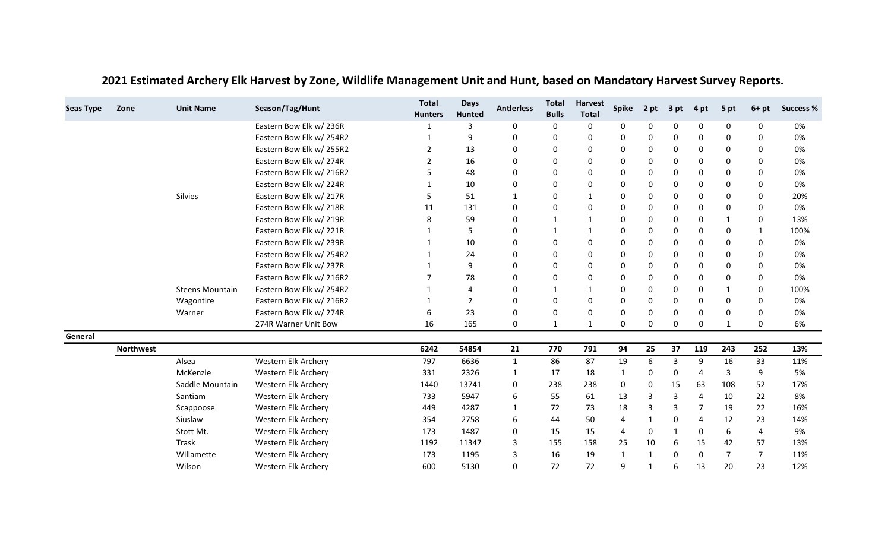## 2021 Estimated Archery Elk Harvest by Zone, Wildlife Management Unit and Hunt, based on Mandatory Harvest Survey Reports.

| Seas Type | Zone | Unit Name | Season/Tag/Hunt | Total Hunters | Days Hunted | Antlerless | Total Bulls | Harvest Total | Spike | 2 pt | 3 pt | 4 pt | 5 pt | 6+ pt | Success % |
|---|---|---|---|---|---|---|---|---|---|---|---|---|---|---|---|
| | | | Eastern Bow Elk w/ 236R | 1 | 3 | 0 | 0 | 0 | 0 | 0 | 0 | 0 | 0 | 0 | 0% |
| | | | Eastern Bow Elk w/ 254R2 | 1 | 9 | 0 | 0 | 0 | 0 | 0 | 0 | 0 | 0 | 0 | 0% |
| | | | Eastern Bow Elk w/ 255R2 | 2 | 13 | 0 | 0 | 0 | 0 | 0 | 0 | 0 | 0 | 0 | 0% |
| | | | Eastern Bow Elk w/ 274R | 2 | 16 | 0 | 0 | 0 | 0 | 0 | 0 | 0 | 0 | 0 | 0% |
| | | | Eastern Bow Elk w/ 216R2 | 5 | 48 | 0 | 0 | 0 | 0 | 0 | 0 | 0 | 0 | 0 | 0% |
| | | | Eastern Bow Elk w/ 224R | 1 | 10 | 0 | 0 | 0 | 0 | 0 | 0 | 0 | 0 | 0 | 0% |
| | | Silvies | Eastern Bow Elk w/ 217R | 5 | 51 | 1 | 0 | 1 | 0 | 0 | 0 | 0 | 0 | 0 | 20% |
| | | | Eastern Bow Elk w/ 218R | 11 | 131 | 0 | 0 | 0 | 0 | 0 | 0 | 0 | 0 | 0 | 0% |
| | | | Eastern Bow Elk w/ 219R | 8 | 59 | 0 | 1 | 1 | 0 | 0 | 0 | 0 | 1 | 0 | 13% |
| | | | Eastern Bow Elk w/ 221R | 1 | 5 | 0 | 1 | 1 | 0 | 0 | 0 | 0 | 0 | 1 | 100% |
| | | | Eastern Bow Elk w/ 239R | 1 | 10 | 0 | 0 | 0 | 0 | 0 | 0 | 0 | 0 | 0 | 0% |
| | | | Eastern Bow Elk w/ 254R2 | 1 | 24 | 0 | 0 | 0 | 0 | 0 | 0 | 0 | 0 | 0 | 0% |
| | | | Eastern Bow Elk w/ 237R | 1 | 9 | 0 | 0 | 0 | 0 | 0 | 0 | 0 | 0 | 0 | 0% |
| | | | Eastern Bow Elk w/ 216R2 | 7 | 78 | 0 | 0 | 0 | 0 | 0 | 0 | 0 | 0 | 0 | 0% |
| | | Steens Mountain | Eastern Bow Elk w/ 254R2 | 1 | 4 | 0 | 1 | 1 | 0 | 0 | 0 | 0 | 1 | 0 | 100% |
| | | Wagontire | Eastern Bow Elk w/ 216R2 | 1 | 2 | 0 | 0 | 0 | 0 | 0 | 0 | 0 | 0 | 0 | 0% |
| | | Warner | Eastern Bow Elk w/ 274R | 6 | 23 | 0 | 0 | 0 | 0 | 0 | 0 | 0 | 0 | 0 | 0% |
| | | | 274R Warner Unit Bow | 16 | 165 | 0 | 1 | 1 | 0 | 0 | 0 | 0 | 1 | 0 | 6% |
| **General** | | | | | | | | | | | | | | | |
| | **Northwest** | | | **6242** | **54854** | **21** | **770** | **791** | **94** | **25** | **37** | **119** | **243** | **252** | **13%** |
| | | Alsea | Western Elk Archery | 797 | 6636 | 1 | 86 | 87 | 19 | 6 | 3 | 9 | 16 | 33 | 11% |
| | | McKenzie | Western Elk Archery | 331 | 2326 | 1 | 17 | 18 | 1 | 0 | 0 | 4 | 3 | 9 | 5% |
| | | Saddle Mountain | Western Elk Archery | 1440 | 13741 | 0 | 238 | 238 | 0 | 0 | 15 | 63 | 108 | 52 | 17% |
| | | Santiam | Western Elk Archery | 733 | 5947 | 6 | 55 | 61 | 13 | 3 | 3 | 4 | 10 | 22 | 8% |
| | | Scappoose | Western Elk Archery | 449 | 4287 | 1 | 72 | 73 | 18 | 3 | 3 | 7 | 19 | 22 | 16% |
| | | Siuslaw | Western Elk Archery | 354 | 2758 | 6 | 44 | 50 | 4 | 1 | 0 | 4 | 12 | 23 | 14% |
| | | Stott Mt. | Western Elk Archery | 173 | 1487 | 0 | 15 | 15 | 4 | 0 | 1 | 0 | 6 | 4 | 9% |
| | | Trask | Western Elk Archery | 1192 | 11347 | 3 | 155 | 158 | 25 | 10 | 6 | 15 | 42 | 57 | 13% |
| | | Willamette | Western Elk Archery | 173 | 1195 | 3 | 16 | 19 | 1 | 1 | 0 | 0 | 7 | 7 | 11% |
| | | Wilson | Western Elk Archery | 600 | 5130 | 0 | 72 | 72 | 9 | 1 | 6 | 13 | 20 | 23 | 12% |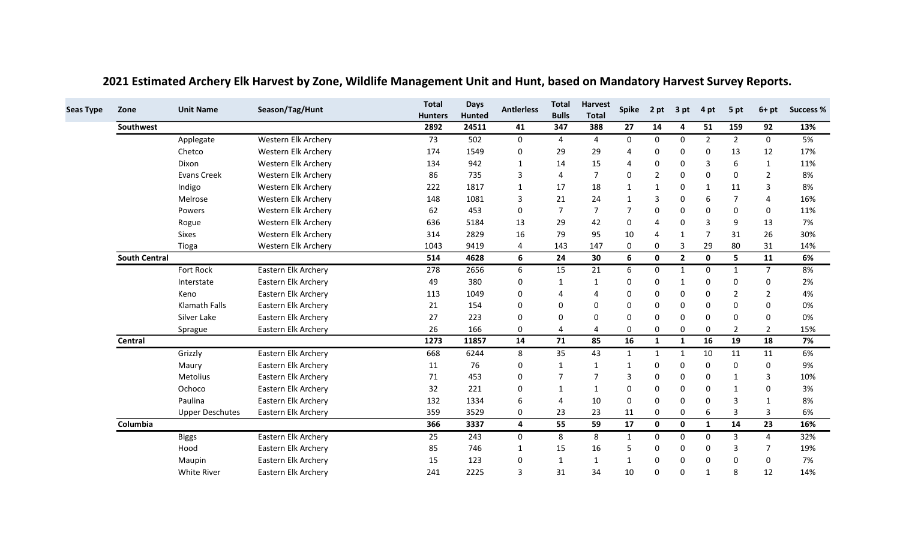## 2021 Estimated Archery Elk Harvest by Zone, Wildlife Management Unit and Hunt, based on Mandatory Harvest Survey Reports.

| Seas Type | Zone | Unit Name | Season/Tag/Hunt | Total Hunters | Days Hunted | Antlerless | Total Bulls | Harvest Total | Spike | 2 pt | 3 pt | 4 pt | 5 pt | 6+ pt | Success % |
|---|---|---|---|---|---|---|---|---|---|---|---|---|---|---|---|
| | **Southwest** | | | **2892** | **24511** | **41** | **347** | **388** | **27** | **14** | **4** | **51** | **159** | **92** | **13%** |
| | | Applegate | Western Elk Archery | 73 | 502 | 0 | 4 | 4 | 0 | 0 | 0 | 2 | 2 | 0 | 5% |
| | | Chetco | Western Elk Archery | 174 | 1549 | 0 | 29 | 29 | 4 | 0 | 0 | 0 | 13 | 12 | 17% |
| | | Dixon | Western Elk Archery | 134 | 942 | 1 | 14 | 15 | 4 | 0 | 0 | 3 | 6 | 1 | 11% |
| | | Evans Creek | Western Elk Archery | 86 | 735 | 3 | 4 | 7 | 0 | 2 | 0 | 0 | 0 | 2 | 8% |
| | | Indigo | Western Elk Archery | 222 | 1817 | 1 | 17 | 18 | 1 | 1 | 0 | 1 | 11 | 3 | 8% |
| | | Melrose | Western Elk Archery | 148 | 1081 | 3 | 21 | 24 | 1 | 3 | 0 | 6 | 7 | 4 | 16% |
| | | Powers | Western Elk Archery | 62 | 453 | 0 | 7 | 7 | 7 | 0 | 0 | 0 | 0 | 0 | 11% |
| | | Rogue | Western Elk Archery | 636 | 5184 | 13 | 29 | 42 | 0 | 4 | 0 | 3 | 9 | 13 | 7% |
| | | Sixes | Western Elk Archery | 314 | 2829 | 16 | 79 | 95 | 10 | 4 | 1 | 7 | 31 | 26 | 30% |
| | | Tioga | Western Elk Archery | 1043 | 9419 | 4 | 143 | 147 | 0 | 0 | 3 | 29 | 80 | 31 | 14% |
| | **South Central** | | | **514** | **4628** | **6** | **24** | **30** | **6** | **0** | **2** | **0** | **5** | **11** | **6%** |
| | | Fort Rock | Eastern Elk Archery | 278 | 2656 | 6 | 15 | 21 | 6 | 0 | 1 | 0 | 1 | 7 | 8% |
| | | Interstate | Eastern Elk Archery | 49 | 380 | 0 | 1 | 1 | 0 | 0 | 1 | 0 | 0 | 0 | 2% |
| | | Keno | Eastern Elk Archery | 113 | 1049 | 0 | 4 | 4 | 0 | 0 | 0 | 0 | 2 | 2 | 4% |
| | | Klamath Falls | Eastern Elk Archery | 21 | 154 | 0 | 0 | 0 | 0 | 0 | 0 | 0 | 0 | 0 | 0% |
| | | Silver Lake | Eastern Elk Archery | 27 | 223 | 0 | 0 | 0 | 0 | 0 | 0 | 0 | 0 | 0 | 0% |
| | | Sprague | Eastern Elk Archery | 26 | 166 | 0 | 4 | 4 | 0 | 0 | 0 | 0 | 2 | 2 | 15% |
| | **Central** | | | **1273** | **11857** | **14** | **71** | **85** | **16** | **1** | **1** | **16** | **19** | **18** | **7%** |
| | | Grizzly | Eastern Elk Archery | 668 | 6244 | 8 | 35 | 43 | 1 | 1 | 1 | 10 | 11 | 11 | 6% |
| | | Maury | Eastern Elk Archery | 11 | 76 | 0 | 1 | 1 | 1 | 0 | 0 | 0 | 0 | 0 | 9% |
| | | Metolius | Eastern Elk Archery | 71 | 453 | 0 | 7 | 7 | 3 | 0 | 0 | 0 | 1 | 3 | 10% |
| | | Ochoco | Eastern Elk Archery | 32 | 221 | 0 | 1 | 1 | 0 | 0 | 0 | 0 | 1 | 0 | 3% |
| | | Paulina | Eastern Elk Archery | 132 | 1334 | 6 | 4 | 10 | 0 | 0 | 0 | 0 | 3 | 1 | 8% |
| | | Upper Deschutes | Eastern Elk Archery | 359 | 3529 | 0 | 23 | 23 | 11 | 0 | 0 | 6 | 3 | 3 | 6% |
| | **Columbia** | | | **366** | **3337** | **4** | **55** | **59** | **17** | **0** | **0** | **1** | **14** | **23** | **16%** |
| | | Biggs | Eastern Elk Archery | 25 | 243 | 0 | 8 | 8 | 1 | 0 | 0 | 0 | 3 | 4 | 32% |
| | | Hood | Eastern Elk Archery | 85 | 746 | 1 | 15 | 16 | 5 | 0 | 0 | 0 | 3 | 7 | 19% |
| | | Maupin | Eastern Elk Archery | 15 | 123 | 0 | 1 | 1 | 1 | 0 | 0 | 0 | 0 | 0 | 7% |
| | | White River | Eastern Elk Archery | 241 | 2225 | 3 | 31 | 34 | 10 | 0 | 0 | 1 | 8 | 12 | 14% |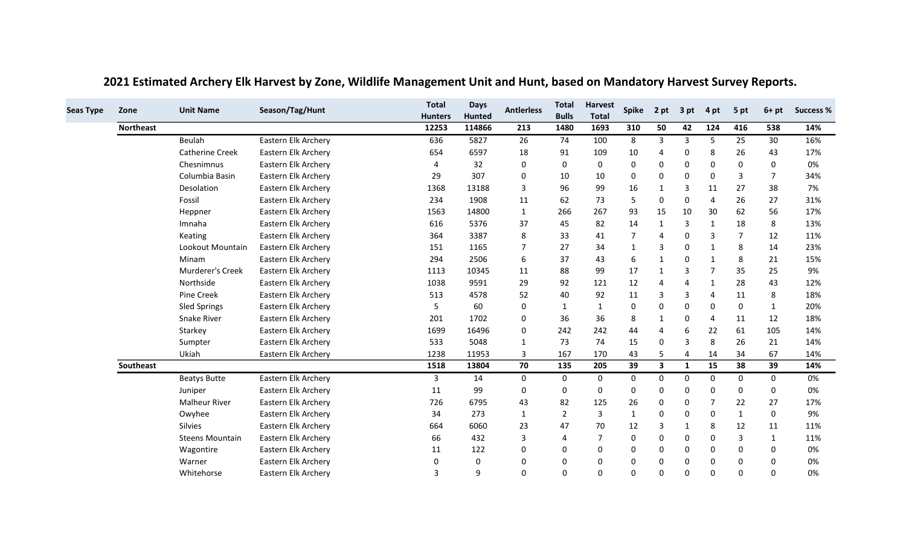## 2021 Estimated Archery Elk Harvest by Zone, Wildlife Management Unit and Hunt, based on Mandatory Harvest Survey Reports.

| Seas Type | Zone | Unit Name | Season/Tag/Hunt | Total Hunters | Days Hunted | Antlerless | Total Bulls | Harvest Total | Spike | 2 pt | 3 pt | 4 pt | 5 pt | 6+ pt | Success % |
|---|---|---|---|---|---|---|---|---|---|---|---|---|---|---|---|
| | **Northeast** | | | **12253** | **114866** | **213** | **1480** | **1693** | **310** | **50** | **42** | **124** | **416** | **538** | **14%** |
| | | Beulah | Eastern Elk Archery | 636 | 5827 | 26 | 74 | 100 | 8 | 3 | 3 | 5 | 25 | 30 | 16% |
| | | Catherine Creek | Eastern Elk Archery | 654 | 6597 | 18 | 91 | 109 | 10 | 4 | 0 | 8 | 26 | 43 | 17% |
| | | Chesnimnus | Eastern Elk Archery | 4 | 32 | 0 | 0 | 0 | 0 | 0 | 0 | 0 | 0 | 0 | 0% |
| | | Columbia Basin | Eastern Elk Archery | 29 | 307 | 0 | 10 | 10 | 0 | 0 | 0 | 0 | 3 | 7 | 34% |
| | | Desolation | Eastern Elk Archery | 1368 | 13188 | 3 | 96 | 99 | 16 | 1 | 3 | 11 | 27 | 38 | 7% |
| | | Fossil | Eastern Elk Archery | 234 | 1908 | 11 | 62 | 73 | 5 | 0 | 0 | 4 | 26 | 27 | 31% |
| | | Heppner | Eastern Elk Archery | 1563 | 14800 | 1 | 266 | 267 | 93 | 15 | 10 | 30 | 62 | 56 | 17% |
| | | Imnaha | Eastern Elk Archery | 616 | 5376 | 37 | 45 | 82 | 14 | 1 | 3 | 1 | 18 | 8 | 13% |
| | | Keating | Eastern Elk Archery | 364 | 3387 | 8 | 33 | 41 | 7 | 4 | 0 | 3 | 7 | 12 | 11% |
| | | Lookout Mountain | Eastern Elk Archery | 151 | 1165 | 7 | 27 | 34 | 1 | 3 | 0 | 1 | 8 | 14 | 23% |
| | | Minam | Eastern Elk Archery | 294 | 2506 | 6 | 37 | 43 | 6 | 1 | 0 | 1 | 8 | 21 | 15% |
| | | Murderer's Creek | Eastern Elk Archery | 1113 | 10345 | 11 | 88 | 99 | 17 | 1 | 3 | 7 | 35 | 25 | 9% |
| | | Northside | Eastern Elk Archery | 1038 | 9591 | 29 | 92 | 121 | 12 | 4 | 4 | 1 | 28 | 43 | 12% |
| | | Pine Creek | Eastern Elk Archery | 513 | 4578 | 52 | 40 | 92 | 11 | 3 | 3 | 4 | 11 | 8 | 18% |
| | | Sled Springs | Eastern Elk Archery | 5 | 60 | 0 | 1 | 1 | 0 | 0 | 0 | 0 | 0 | 1 | 20% |
| | | Snake River | Eastern Elk Archery | 201 | 1702 | 0 | 36 | 36 | 8 | 1 | 0 | 4 | 11 | 12 | 18% |
| | | Starkey | Eastern Elk Archery | 1699 | 16496 | 0 | 242 | 242 | 44 | 4 | 6 | 22 | 61 | 105 | 14% |
| | | Sumpter | Eastern Elk Archery | 533 | 5048 | 1 | 73 | 74 | 15 | 0 | 3 | 8 | 26 | 21 | 14% |
| | | Ukiah | Eastern Elk Archery | 1238 | 11953 | 3 | 167 | 170 | 43 | 5 | 4 | 14 | 34 | 67 | 14% |
| | **Southeast** | | | **1518** | **13804** | **70** | **135** | **205** | **39** | **3** | **1** | **15** | **38** | **39** | **14%** |
| | | Beatys Butte | Eastern Elk Archery | 3 | 14 | 0 | 0 | 0 | 0 | 0 | 0 | 0 | 0 | 0 | 0% |
| | | Juniper | Eastern Elk Archery | 11 | 99 | 0 | 0 | 0 | 0 | 0 | 0 | 0 | 0 | 0 | 0% |
| | | Malheur River | Eastern Elk Archery | 726 | 6795 | 43 | 82 | 125 | 26 | 0 | 0 | 7 | 22 | 27 | 17% |
| | | Owyhee | Eastern Elk Archery | 34 | 273 | 1 | 2 | 3 | 1 | 0 | 0 | 0 | 1 | 0 | 9% |
| | | Silvies | Eastern Elk Archery | 664 | 6060 | 23 | 47 | 70 | 12 | 3 | 1 | 8 | 12 | 11 | 11% |
| | | Steens Mountain | Eastern Elk Archery | 66 | 432 | 3 | 4 | 7 | 0 | 0 | 0 | 0 | 3 | 1 | 11% |
| | | Wagontire | Eastern Elk Archery | 11 | 122 | 0 | 0 | 0 | 0 | 0 | 0 | 0 | 0 | 0 | 0% |
| | | Warner | Eastern Elk Archery | 0 | 0 | 0 | 0 | 0 | 0 | 0 | 0 | 0 | 0 | 0 | 0% |
| | | Whitehorse | Eastern Elk Archery | 3 | 9 | 0 | 0 | 0 | 0 | 0 | 0 | 0 | 0 | 0 | 0% |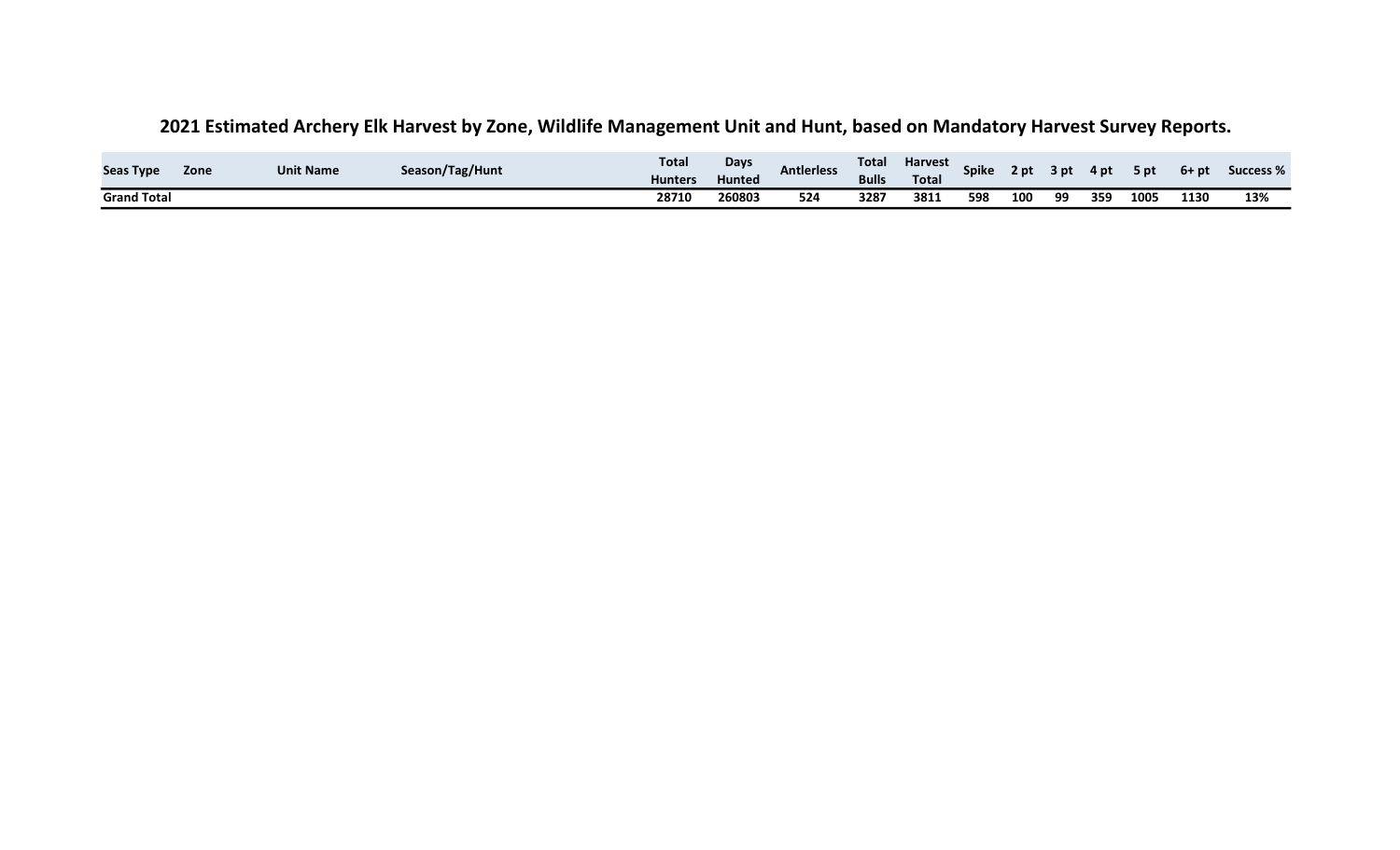## 2021 Estimated Archery Elk Harvest by Zone, Wildlife Management Unit and Hunt, based on Mandatory Harvest Survey Reports.

| Seas Type | Zone | Unit Name | Season/Tag/Hunt | Total Hunters | Days Hunted | Antlerless | Total Bulls | Harvest Total | Spike | 2 pt | 3 pt | 4 pt | 5 pt | 6+ pt | Success % |
|---|---|---|---|---|---|---|---|---|---|---|---|---|---|---|---|
| **Grand Total** | | | | **28710** | **260803** | **524** | **3287** | **3811** | **598** | **100** | **99** | **359** | **1005** | **1130** | **13%** |